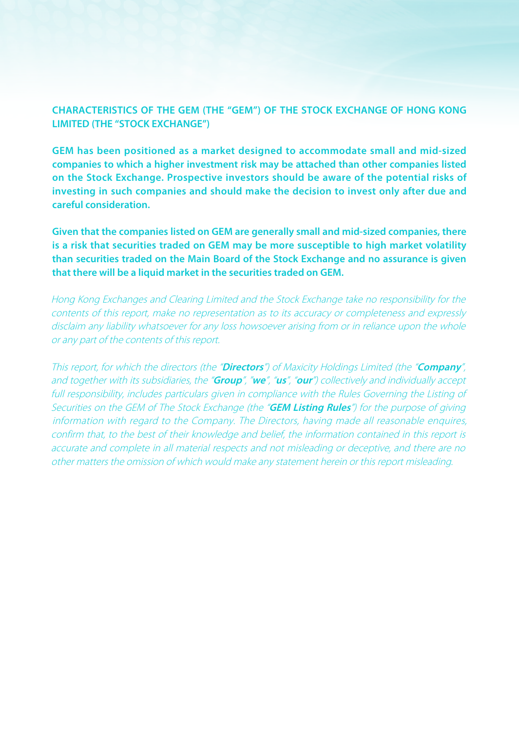## CHARACTERISTICS OF THE GEM (THE "GEM") OF THE STOCK EXCHANGE OF HONG KONG LIMITED (THE "STOCK EXCHANGE")

**GEM has been positioned as a market designed to accommodate small and mid-sized companies to which a higher investment risk may be attached than other companies listed on the Stock Exchange. Prospective investors should be aware of the potential risks of investing in such companies and should make the decision to invest only after due and careful consideration.**

**Given that the companies listed on GEM are generally small and mid-sized companies, there is a risk that securities traded on GEM may be more susceptible to high market volatility than securities traded on the Main Board of the Stock Exchange and no assurance is given that there will be a liquid market in the securities traded on GEM.**

*Hong Kong Exchanges and Clearing Limited and the Stock Exchange take no responsibility for the contents of this report, make no representation as to its accuracy or completeness and expressly disclaim any liability whatsoever for any loss howsoever arising from or in reliance upon the whole or any part of the contents of this report.*

*This report, for which the directors (the "**Directors**") of Maxicity Holdings Limited (the "**Company**", and together with its subsidiaries, the "**Group**", "**we**", "**us**", "**our**") collectively and individually accept full responsibility, includes particulars given in compliance with the Rules Governing the Listing of Securities on the GEM of The Stock Exchange (the "**GEM Listing Rules**") for the purpose of giving information with regard to the Company. The Directors, having made all reasonable enquires, confirm that, to the best of their knowledge and belief, the information contained in this report is accurate and complete in all material respects and not misleading or deceptive, and there are no other matters the omission of which would make any statement herein or this report misleading.*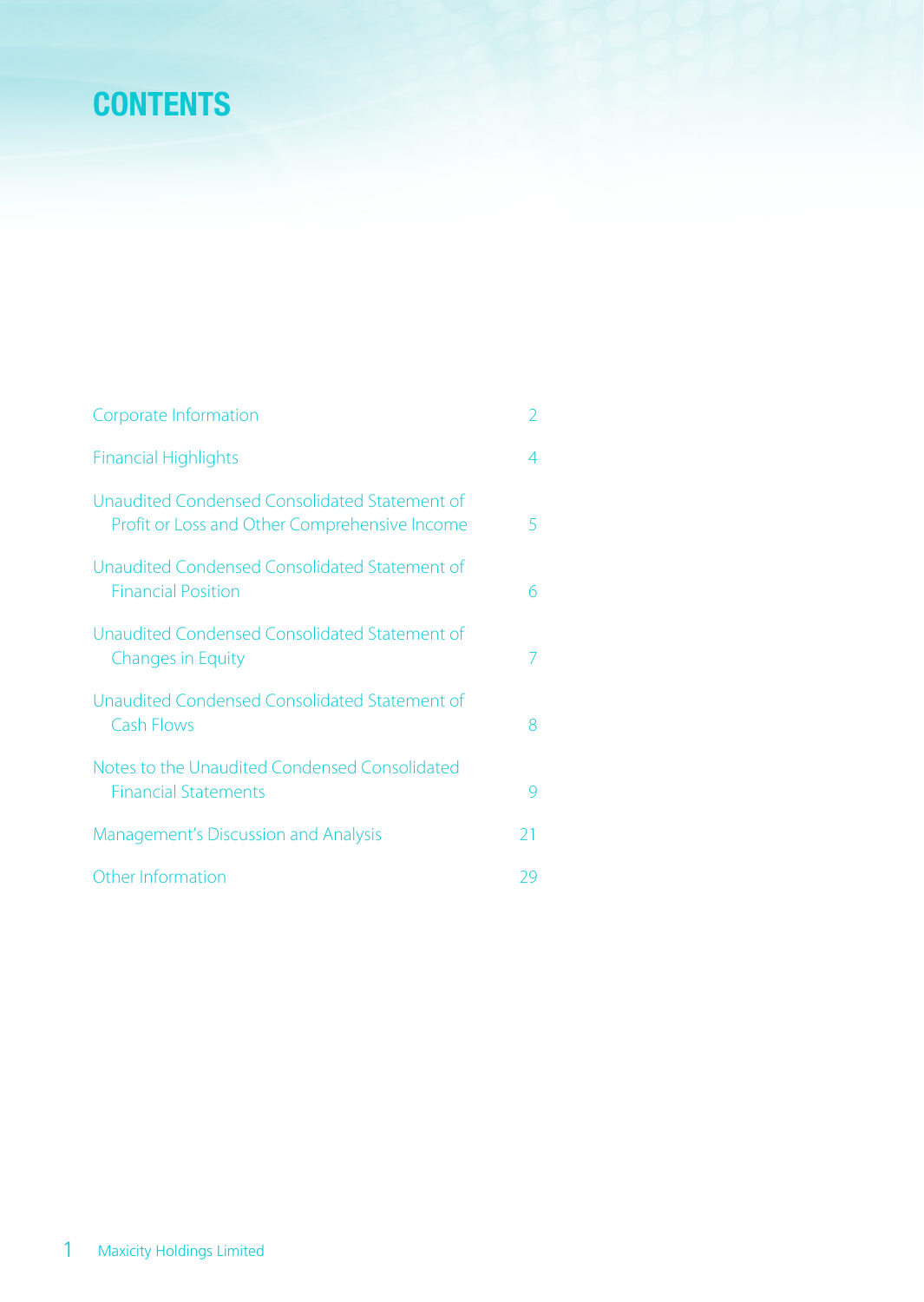# CONTENTS

| | |
|---|---|
| Corporate Information | 2 |
| Financial Highlights | 4 |
| Unaudited Condensed Consolidated Statement of Profit or Loss and Other Comprehensive Income | 5 |
| Unaudited Condensed Consolidated Statement of Financial Position | 6 |
| Unaudited Condensed Consolidated Statement of Changes in Equity | 7 |
| Unaudited Condensed Consolidated Statement of Cash Flows | 8 |
| Notes to the Unaudited Condensed Consolidated Financial Statements | 9 |
| Management's Discussion and Analysis | 21 |
| Other Information | 29 |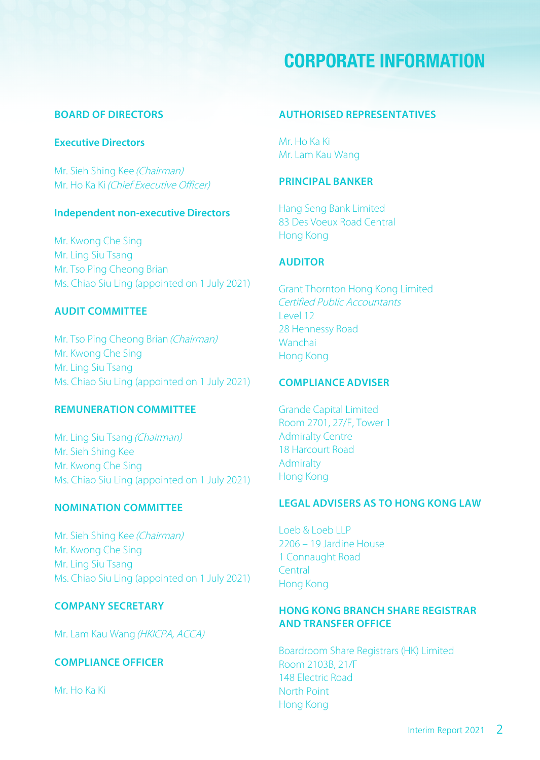# CORPORATE INFORMATION

## BOARD OF DIRECTORS

### Executive Directors

Mr. Sieh Shing Kee *(Chairman)*
Mr. Ho Ka Ki *(Chief Executive Officer)*

### Independent non-executive Directors

Mr. Kwong Che Sing
Mr. Ling Siu Tsang
Mr. Tso Ping Cheong Brian
Ms. Chiao Siu Ling (appointed on 1 July 2021)

## AUDIT COMMITTEE

Mr. Tso Ping Cheong Brian *(Chairman)*
Mr. Kwong Che Sing
Mr. Ling Siu Tsang
Ms. Chiao Siu Ling (appointed on 1 July 2021)

## REMUNERATION COMMITTEE

Mr. Ling Siu Tsang *(Chairman)*
Mr. Sieh Shing Kee
Mr. Kwong Che Sing
Ms. Chiao Siu Ling (appointed on 1 July 2021)

## NOMINATION COMMITTEE

Mr. Sieh Shing Kee *(Chairman)*
Mr. Kwong Che Sing
Mr. Ling Siu Tsang
Ms. Chiao Siu Ling (appointed on 1 July 2021)

## COMPANY SECRETARY

Mr. Lam Kau Wang *(HKICPA, ACCA)*

## COMPLIANCE OFFICER

Mr. Ho Ka Ki

## AUTHORISED REPRESENTATIVES

Mr. Ho Ka Ki
Mr. Lam Kau Wang

## PRINCIPAL BANKER

Hang Seng Bank Limited
83 Des Voeux Road Central
Hong Kong

## AUDITOR

Grant Thornton Hong Kong Limited
*Certified Public Accountants*
Level 12
28 Hennessy Road
Wanchai
Hong Kong

## COMPLIANCE ADVISER

Grande Capital Limited
Room 2701, 27/F, Tower 1
Admiralty Centre
18 Harcourt Road
Admiralty
Hong Kong

## LEGAL ADVISERS AS TO HONG KONG LAW

Loeb & Loeb LLP
2206 – 19 Jardine House
1 Connaught Road
Central
Hong Kong

## HONG KONG BRANCH SHARE REGISTRAR AND TRANSFER OFFICE

Boardroom Share Registrars (HK) Limited
Room 2103B, 21/F
148 Electric Road
North Point
Hong Kong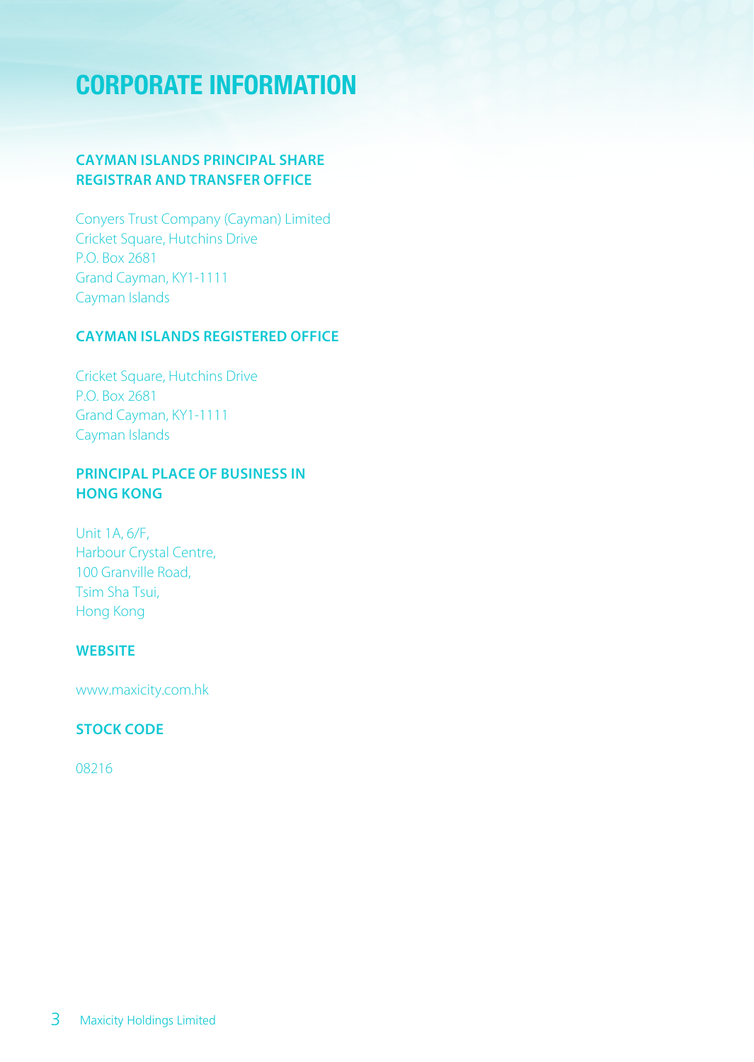# CORPORATE INFORMATION

## CAYMAN ISLANDS PRINCIPAL SHARE REGISTRAR AND TRANSFER OFFICE

Conyers Trust Company (Cayman) Limited
Cricket Square, Hutchins Drive
P.O. Box 2681
Grand Cayman, KY1-1111
Cayman Islands

## CAYMAN ISLANDS REGISTERED OFFICE

Cricket Square, Hutchins Drive
P.O. Box 2681
Grand Cayman, KY1-1111
Cayman Islands

## PRINCIPAL PLACE OF BUSINESS IN HONG KONG

Unit 1A, 6/F,
Harbour Crystal Centre,
100 Granville Road,
Tsim Sha Tsui,
Hong Kong

## WEBSITE

www.maxicity.com.hk

## STOCK CODE

08216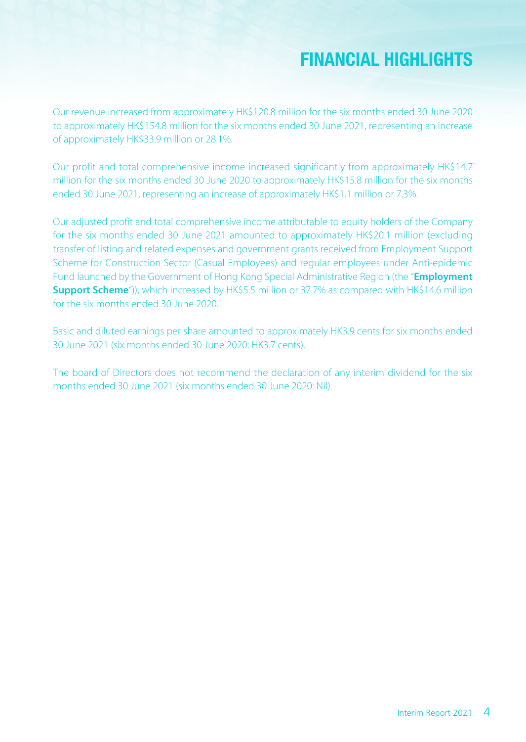# FINANCIAL HIGHLIGHTS

Our revenue increased from approximately HK$120.8 million for the six months ended 30 June 2020 to approximately HK$154.8 million for the six months ended 30 June 2021, representing an increase of approximately HK$33.9 million or 28.1%.

Our profit and total comprehensive income increased significantly from approximately HK$14.7 million for the six months ended 30 June 2020 to approximately HK$15.8 million for the six months ended 30 June 2021, representing an increase of approximately HK$1.1 million or 7.3%.

Our adjusted profit and total comprehensive income attributable to equity holders of the Company for the six months ended 30 June 2021 amounted to approximately HK$20.1 million (excluding transfer of listing and related expenses and government grants received from Employment Support Scheme for Construction Sector (Casual Employees) and regular employees under Anti-epidemic Fund launched by the Government of Hong Kong Special Administrative Region (the "**Employment Support Scheme**")), which increased by HK$5.5 million or 37.7% as compared with HK$14.6 million for the six months ended 30 June 2020.

Basic and diluted earnings per share amounted to approximately HK3.9 cents for six months ended 30 June 2021 (six months ended 30 June 2020: HK3.7 cents).

The board of Directors does not recommend the declaration of any interim dividend for the six months ended 30 June 2021 (six months ended 30 June 2020: Nil).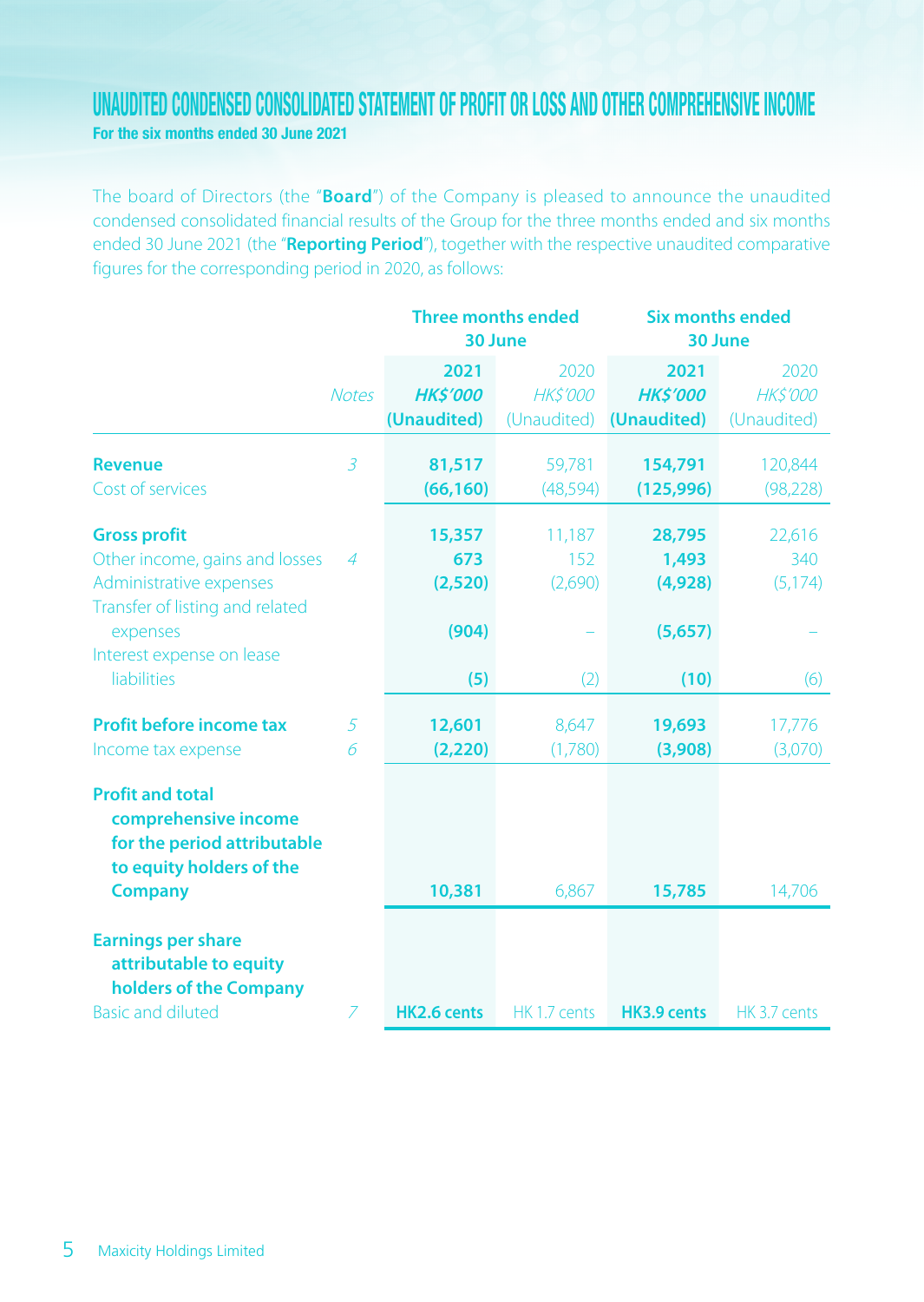# UNAUDITED CONDENSED CONSOLIDATED STATEMENT OF PROFIT OR LOSS AND OTHER COMPREHENSIVE INCOME

**For the six months ended 30 June 2021**

The board of Directors (the "**Board**") of the Company is pleased to announce the unaudited condensed consolidated financial results of the Group for the three months ended and six months ended 30 June 2021 (the "**Reporting Period**"), together with the respective unaudited comparative figures for the corresponding period in 2020, as follows:

| | | Three months ended 30 June | | Six months ended 30 June | |
|---|---|---|---|---|---|
| | *Notes* | **2021** *HK$'000* **(Unaudited)** | 2020 *HK$'000* (Unaudited) | **2021** *HK$'000* **(Unaudited)** | 2020 *HK$'000* (Unaudited) |
| **Revenue** | 3 | **81,517** | 59,781 | **154,791** | 120,844 |
| Cost of services | | **(66,160)** | (48,594) | **(125,996)** | (98,228) |
| **Gross profit** | | **15,357** | 11,187 | **28,795** | 22,616 |
| Other income, gains and losses | 4 | **673** | 152 | **1,493** | 340 |
| Administrative expenses | | **(2,520)** | (2,690) | **(4,928)** | (5,174) |
| Transfer of listing and related expenses | | **(904)** | – | **(5,657)** | – |
| Interest expense on lease liabilities | | **(5)** | (2) | **(10)** | (6) |
| **Profit before income tax** | 5 | **12,601** | 8,647 | **19,693** | 17,776 |
| Income tax expense | 6 | **(2,220)** | (1,780) | **(3,908)** | (3,070) |
| **Profit and total comprehensive income for the period attributable to equity holders of the Company** | | **10,381** | 6,867 | **15,785** | 14,706 |
| **Earnings per share attributable to equity holders of the Company** | | | | | |
| Basic and diluted | 7 | **HK2.6 cents** | HK 1.7 cents | **HK3.9 cents** | HK 3.7 cents |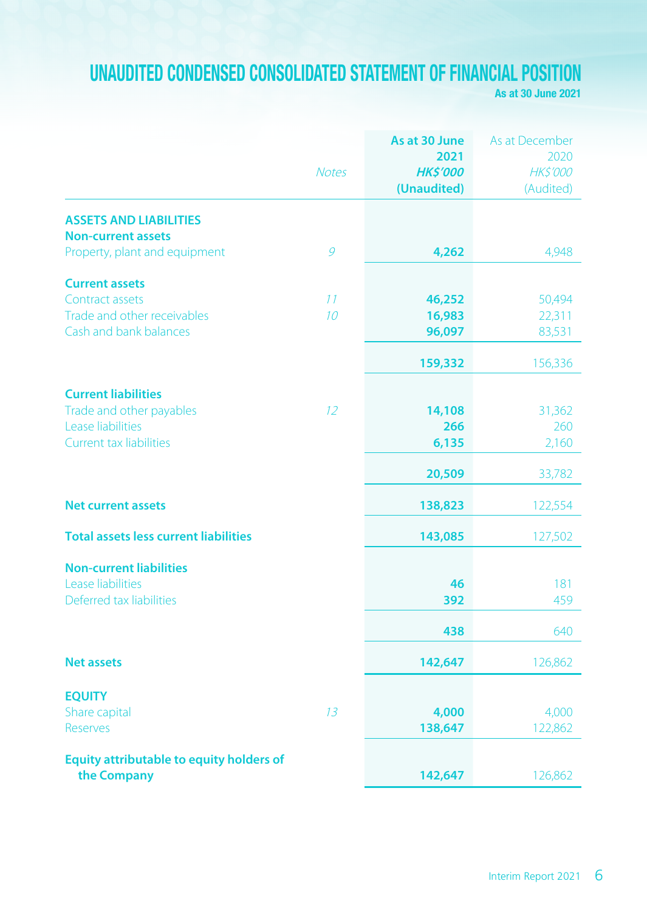# UNAUDITED CONDENSED CONSOLIDATED STATEMENT OF FINANCIAL POSITION

**As at 30 June 2021**

| | Notes | As at 30 June 2021 HK$'000 (Unaudited) | As at December 2020 HK$'000 (Audited) |
|---|---|---|---|
| **ASSETS AND LIABILITIES** | | | |
| **Non-current assets** | | | |
| Property, plant and equipment | 9 | **4,262** | 4,948 |
| **Current assets** | | | |
| Contract assets | 11 | **46,252** | 50,494 |
| Trade and other receivables | 10 | **16,983** | 22,311 |
| Cash and bank balances | | **96,097** | 83,531 |
| | | **159,332** | 156,336 |
| **Current liabilities** | | | |
| Trade and other payables | 12 | **14,108** | 31,362 |
| Lease liabilities | | **266** | 260 |
| Current tax liabilities | | **6,135** | 2,160 |
| | | **20,509** | 33,782 |
| **Net current assets** | | **138,823** | 122,554 |
| **Total assets less current liabilities** | | **143,085** | 127,502 |
| **Non-current liabilities** | | | |
| Lease liabilities | | **46** | 181 |
| Deferred tax liabilities | | **392** | 459 |
| | | **438** | 640 |
| **Net assets** | | **142,647** | 126,862 |
| **EQUITY** | | | |
| Share capital | 13 | **4,000** | 4,000 |
| Reserves | | **138,647** | 122,862 |
| **Equity attributable to equity holders of the Company** | | **142,647** | 126,862 |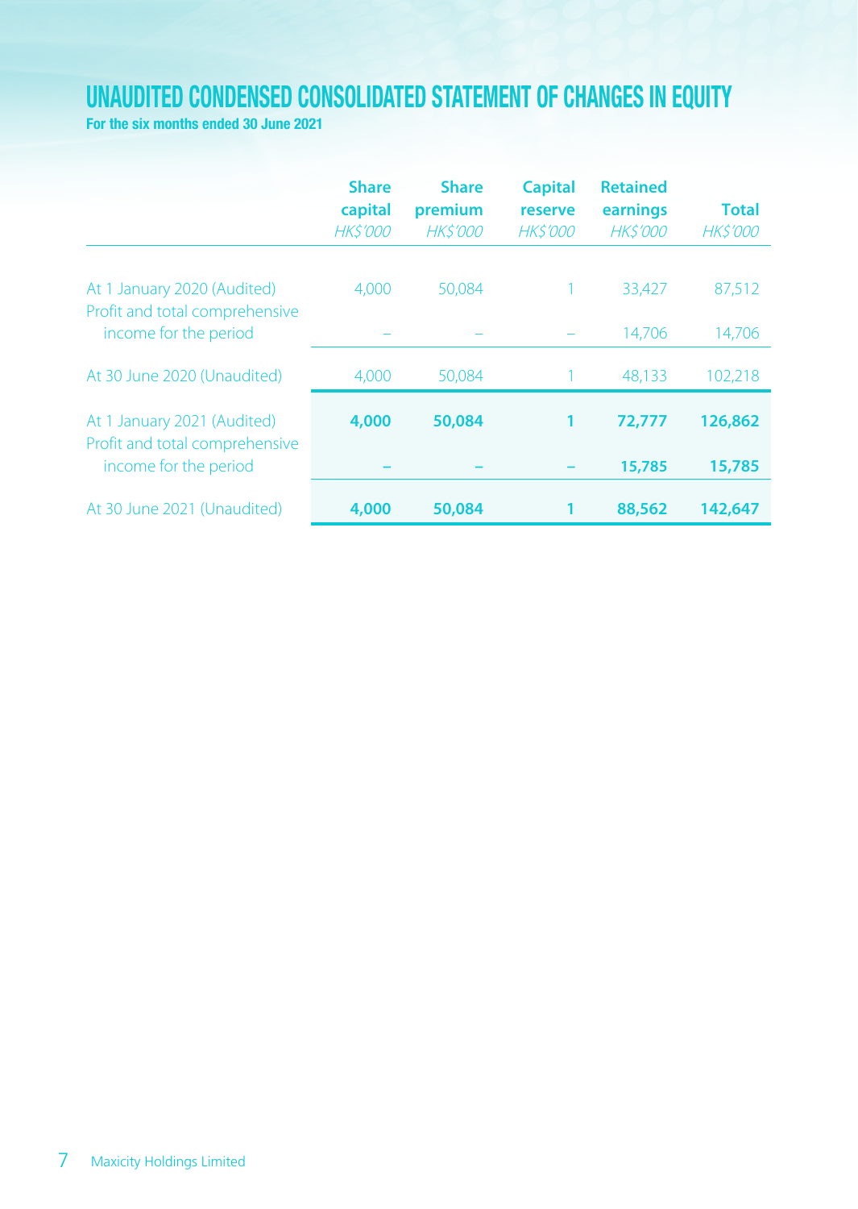# UNAUDITED CONDENSED CONSOLIDATED STATEMENT OF CHANGES IN EQUITY

**For the six months ended 30 June 2021**

| | Share capital *HK$'000* | Share premium *HK$'000* | Capital reserve *HK$'000* | Retained earnings *HK$'000* | Total *HK$'000* |
|---|---|---|---|---|---|
| At 1 January 2020 (Audited) | 4,000 | 50,084 | 1 | 33,427 | 87,512 |
| Profit and total comprehensive income for the period | – | – | – | 14,706 | 14,706 |
| At 30 June 2020 (Unaudited) | 4,000 | 50,084 | 1 | 48,133 | 102,218 |
| At 1 January 2021 (Audited) | **4,000** | **50,084** | **1** | **72,777** | **126,862** |
| Profit and total comprehensive income for the period | **–** | **–** | **–** | **15,785** | **15,785** |
| At 30 June 2021 (Unaudited) | **4,000** | **50,084** | **1** | **88,562** | **142,647** |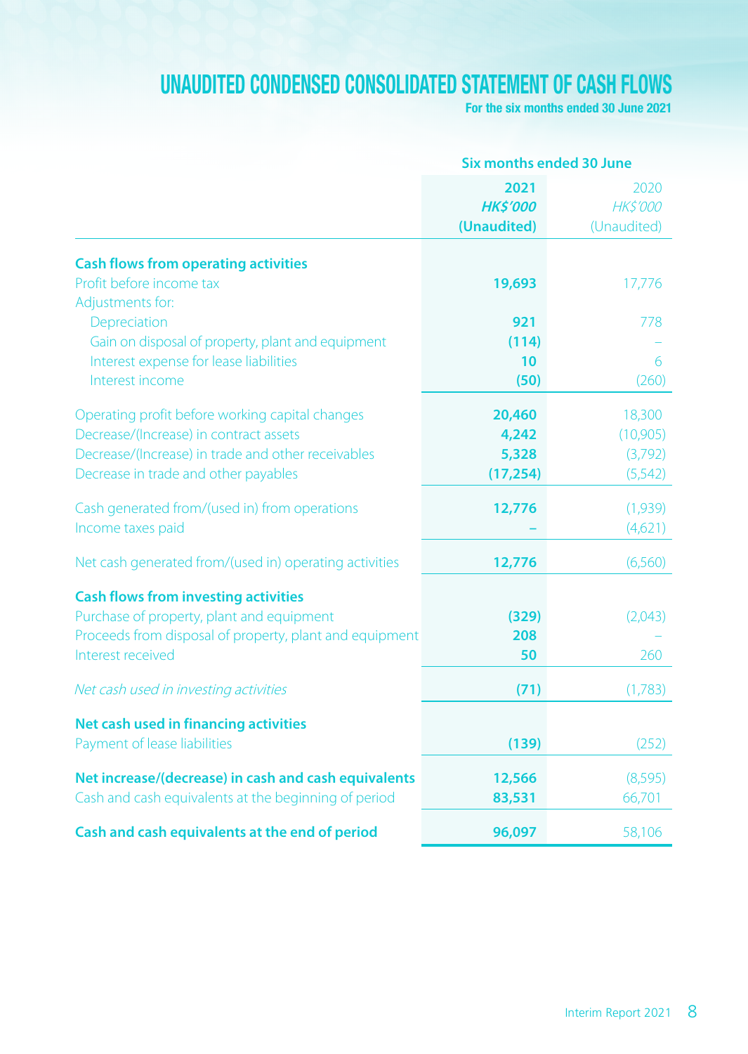# UNAUDITED CONDENSED CONSOLIDATED STATEMENT OF CASH FLOWS

**For the six months ended 30 June 2021**

| | Six months ended 30 June | |
|---|---|---|
| | **2021** | 2020 |
| | ***HK$'000*** | *HK$'000* |
| | **(Unaudited)** | (Unaudited) |
| **Cash flows from operating activities** | | |
| Profit before income tax | **19,693** | 17,776 |
| Adjustments for: | | |
| Depreciation | **921** | 778 |
| Gain on disposal of property, plant and equipment | **(114)** | – |
| Interest expense for lease liabilities | **10** | 6 |
| Interest income | **(50)** | (260) |
| Operating profit before working capital changes | **20,460** | 18,300 |
| Decrease/(Increase) in contract assets | **4,242** | (10,905) |
| Decrease/(Increase) in trade and other receivables | **5,328** | (3,792) |
| Decrease in trade and other payables | **(17,254)** | (5,542) |
| Cash generated from/(used in) from operations | **12,776** | (1,939) |
| Income taxes paid | **–** | (4,621) |
| Net cash generated from/(used in) operating activities | **12,776** | (6,560) |
| **Cash flows from investing activities** | | |
| Purchase of property, plant and equipment | **(329)** | (2,043) |
| Proceeds from disposal of property, plant and equipment | **208** | – |
| Interest received | **50** | 260 |
| *Net cash used in investing activities* | **(71)** | (1,783) |
| **Net cash used in financing activities** | | |
| Payment of lease liabilities | **(139)** | (252) |
| **Net increase/(decrease) in cash and cash equivalents** | **12,566** | (8,595) |
| Cash and cash equivalents at the beginning of period | **83,531** | 66,701 |
| **Cash and cash equivalents at the end of period** | **96,097** | 58,106 |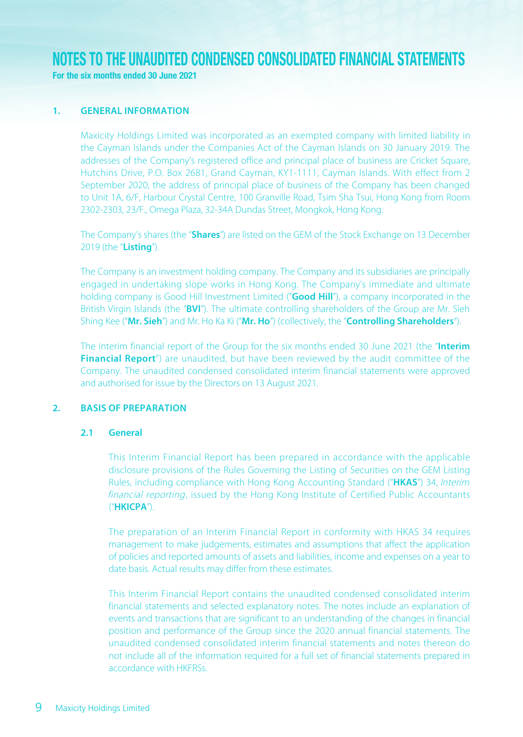# NOTES TO THE UNAUDITED CONDENSED CONSOLIDATED FINANCIAL STATEMENTS

**For the six months ended 30 June 2021**

## 1. GENERAL INFORMATION

Maxicity Holdings Limited was incorporated as an exempted company with limited liability in the Cayman Islands under the Companies Act of the Cayman Islands on 30 January 2019. The addresses of the Company's registered office and principal place of business are Cricket Square, Hutchins Drive, P.O. Box 2681, Grand Cayman, KY1-1111, Cayman Islands. With effect from 2 September 2020, the address of principal place of business of the Company has been changed to Unit 1A, 6/F, Harbour Crystal Centre, 100 Granville Road, Tsim Sha Tsui, Hong Kong from Room 2302-2303, 23/F., Omega Plaza, 32-34A Dundas Street, Mongkok, Hong Kong.

The Company's shares (the "**Shares**") are listed on the GEM of the Stock Exchange on 13 December 2019 (the "**Listing**").

The Company is an investment holding company. The Company and its subsidiaries are principally engaged in undertaking slope works in Hong Kong. The Company's immediate and ultimate holding company is Good Hill Investment Limited ("**Good Hill**"), a company incorporated in the British Virgin Islands (the "**BVI**"). The ultimate controlling shareholders of the Group are Mr. Sieh Shing Kee ("**Mr. Sieh**") and Mr. Ho Ka Ki ("**Mr. Ho**") (collectively, the "**Controlling Shareholders**").

The interim financial report of the Group for the six months ended 30 June 2021 (the "**Interim Financial Report**") are unaudited, but have been reviewed by the audit committee of the Company. The unaudited condensed consolidated interim financial statements were approved and authorised for issue by the Directors on 13 August 2021.

## 2. BASIS OF PREPARATION

### 2.1 General

This Interim Financial Report has been prepared in accordance with the applicable disclosure provisions of the Rules Governing the Listing of Securities on the GEM Listing Rules, including compliance with Hong Kong Accounting Standard ("**HKAS**") 34, *Interim financial reporting*, issued by the Hong Kong Institute of Certified Public Accountants ("**HKICPA**").

The preparation of an Interim Financial Report in conformity with HKAS 34 requires management to make judgements, estimates and assumptions that affect the application of policies and reported amounts of assets and liabilities, income and expenses on a year to date basis. Actual results may differ from these estimates.

This Interim Financial Report contains the unaudited condensed consolidated interim financial statements and selected explanatory notes. The notes include an explanation of events and transactions that are significant to an understanding of the changes in financial position and performance of the Group since the 2020 annual financial statements. The unaudited condensed consolidated interim financial statements and notes thereon do not include all of the information required for a full set of financial statements prepared in accordance with HKFRSs.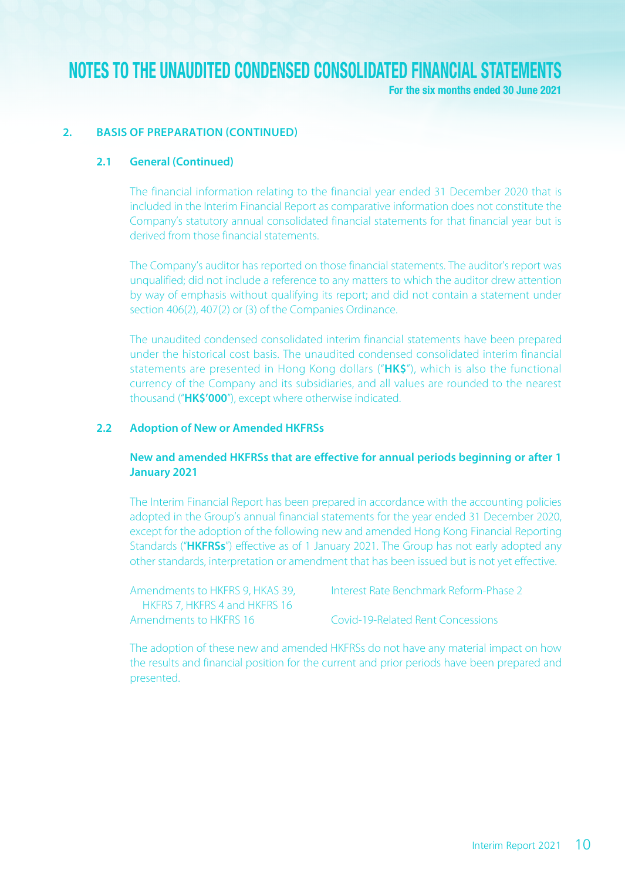## 2. BASIS OF PREPARATION (CONTINUED)

### 2.1 General (Continued)

The financial information relating to the financial year ended 31 December 2020 that is included in the Interim Financial Report as comparative information does not constitute the Company's statutory annual consolidated financial statements for that financial year but is derived from those financial statements.

The Company's auditor has reported on those financial statements. The auditor's report was unqualified; did not include a reference to any matters to which the auditor drew attention by way of emphasis without qualifying its report; and did not contain a statement under section 406(2), 407(2) or (3) of the Companies Ordinance.

The unaudited condensed consolidated interim financial statements have been prepared under the historical cost basis. The unaudited condensed consolidated interim financial statements are presented in Hong Kong dollars ("**HK$**"), which is also the functional currency of the Company and its subsidiaries, and all values are rounded to the nearest thousand ("**HK$'000**"), except where otherwise indicated.

### 2.2 Adoption of New or Amended HKFRSs

**New and amended HKFRSs that are effective for annual periods beginning or after 1 January 2021**

The Interim Financial Report has been prepared in accordance with the accounting policies adopted in the Group's annual financial statements for the year ended 31 December 2020, except for the adoption of the following new and amended Hong Kong Financial Reporting Standards ("**HKFRSs**") effective as of 1 January 2021. The Group has not early adopted any other standards, interpretation or amendment that has been issued but is not yet effective.

| | |
|---|---|
| Amendments to HKFRS 9, HKAS 39, HKFRS 7, HKFRS 4 and HKFRS 16 | Interest Rate Benchmark Reform-Phase 2 |
| Amendments to HKFRS 16 | Covid-19-Related Rent Concessions |

The adoption of these new and amended HKFRSs do not have any material impact on how the results and financial position for the current and prior periods have been prepared and presented.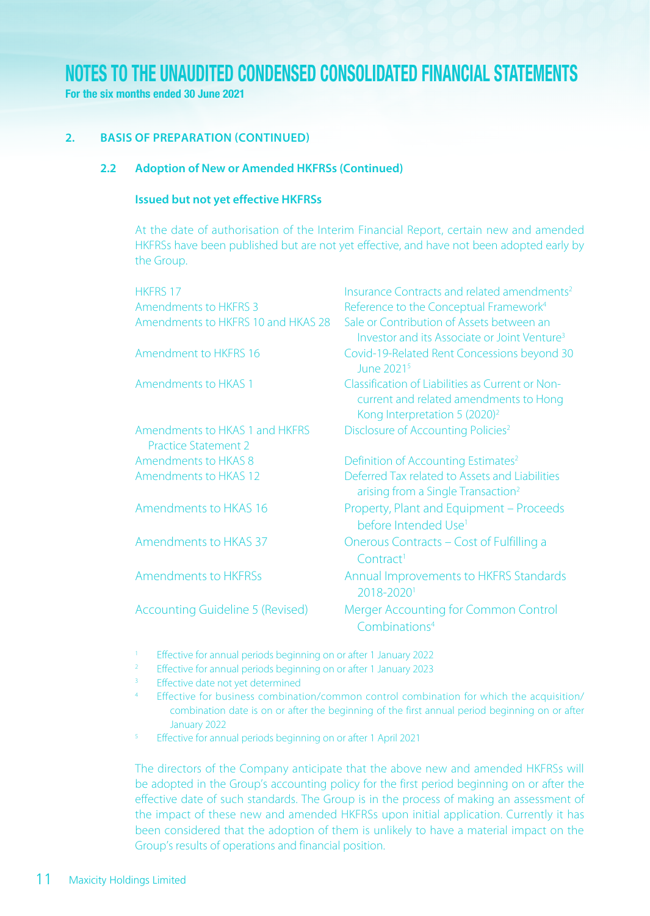## 2. BASIS OF PREPARATION (CONTINUED)

### 2.2 Adoption of New or Amended HKFRSs (Continued)

**Issued but not yet effective HKFRSs**

At the date of authorisation of the Interim Financial Report, certain new and amended HKFRSs have been published but are not yet effective, and have not been adopted early by the Group.

| | |
|---|---|
| HKFRS 17 | Insurance Contracts and related amendments[2] |
| Amendments to HKFRS 3 | Reference to the Conceptual Framework[4] |
| Amendments to HKFRS 10 and HKAS 28 | Sale or Contribution of Assets between an Investor and its Associate or Joint Venture[3] |
| Amendment to HKFRS 16 | Covid-19-Related Rent Concessions beyond 30 June 2021[5] |
| Amendments to HKAS 1 | Classification of Liabilities as Current or Non-current and related amendments to Hong Kong Interpretation 5 (2020)[2] |
| Amendments to HKAS 1 and HKFRS Practice Statement 2 | Disclosure of Accounting Policies[2] |
| Amendments to HKAS 8 | Definition of Accounting Estimates[2] |
| Amendments to HKAS 12 | Deferred Tax related to Assets and Liabilities arising from a Single Transaction[2] |
| Amendments to HKAS 16 | Property, Plant and Equipment – Proceeds before Intended Use[1] |
| Amendments to HKAS 37 | Onerous Contracts – Cost of Fulfilling a Contract[1] |
| Amendments to HKFRSs | Annual Improvements to HKFRS Standards 2018-2020[1] |
| Accounting Guideline 5 (Revised) | Merger Accounting for Common Control Combinations[4] |

[1] Effective for annual periods beginning on or after 1 January 2022

[2] Effective for annual periods beginning on or after 1 January 2023

[3] Effective date not yet determined

[4] Effective for business combination/common control combination for which the acquisition/combination date is on or after the beginning of the first annual period beginning on or after January 2022

[5] Effective for annual periods beginning on or after 1 April 2021

The directors of the Company anticipate that the above new and amended HKFRSs will be adopted in the Group's accounting policy for the first period beginning on or after the effective date of such standards. The Group is in the process of making an assessment of the impact of these new and amended HKFRSs upon initial application. Currently it has been considered that the adoption of them is unlikely to have a material impact on the Group's results of operations and financial position.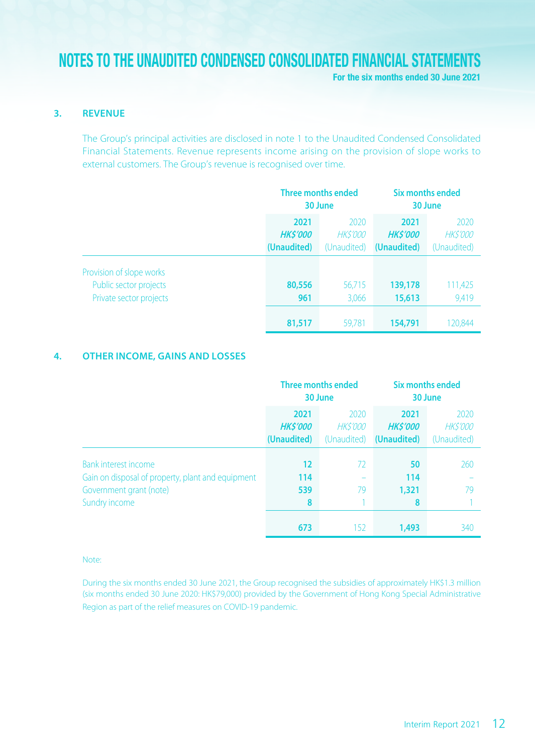# NOTES TO THE UNAUDITED CONDENSED CONSOLIDATED FINANCIAL STATEMENTS

**For the six months ended 30 June 2021**

## 3. REVENUE

The Group's principal activities are disclosed in note 1 to the Unaudited Condensed Consolidated Financial Statements. Revenue represents income arising on the provision of slope works to external customers. The Group's revenue is recognised over time.

| | Three months ended 30 June | | Six months ended 30 June | |
|---|---|---|---|---|
| | **2021** | 2020 | **2021** | 2020 |
| | ***HK$'000*** | *HK$'000* | ***HK$'000*** | *HK$'000* |
| | **(Unaudited)** | (Unaudited) | **(Unaudited)** | (Unaudited) |
| Provision of slope works | | | | |
| Public sector projects | **80,556** | 56,715 | **139,178** | 111,425 |
| Private sector projects | **961** | 3,066 | **15,613** | 9,419 |
| | **81,517** | 59,781 | **154,791** | 120,844 |

## 4. OTHER INCOME, GAINS AND LOSSES

| | Three months ended 30 June | | Six months ended 30 June | |
|---|---|---|---|---|
| | **2021** | 2020 | **2021** | 2020 |
| | ***HK$'000*** | *HK$'000* | ***HK$'000*** | *HK$'000* |
| | **(Unaudited)** | (Unaudited) | **(Unaudited)** | (Unaudited) |
| Bank interest income | **12** | 72 | **50** | 260 |
| Gain on disposal of property, plant and equipment | **114** | – | **114** | – |
| Government grant (note) | **539** | 79 | **1,321** | 79 |
| Sundry income | **8** | 1 | **8** | 1 |
| | **673** | 152 | **1,493** | 340 |

Note:

During the six months ended 30 June 2021, the Group recognised the subsidies of approximately HK$1.3 million (six months ended 30 June 2020: HK$79,000) provided by the Government of Hong Kong Special Administrative Region as part of the relief measures on COVID-19 pandemic.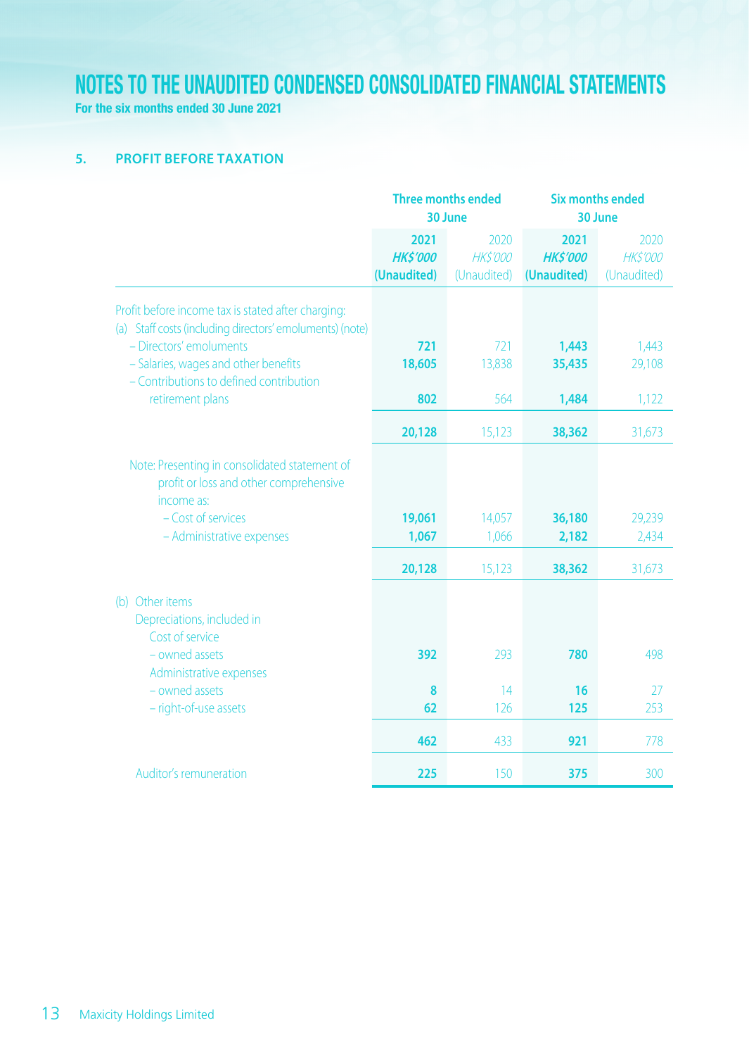# NOTES TO THE UNAUDITED CONDENSED CONSOLIDATED FINANCIAL STATEMENTS

**For the six months ended 30 June 2021**

## 5. PROFIT BEFORE TAXATION

| | Three months ended 30 June | | Six months ended 30 June | |
|---|---|---|---|---|
| | **2021** | 2020 | **2021** | 2020 |
| | ***HK$'000*** | *HK$'000* | ***HK$'000*** | *HK$'000* |
| | **(Unaudited)** | (Unaudited) | **(Unaudited)** | (Unaudited) |
| Profit before income tax is stated after charging: | | | | |
| (a) Staff costs (including directors' emoluments) (note) | | | | |
| – Directors' emoluments | **721** | 721 | **1,443** | 1,443 |
| – Salaries, wages and other benefits | **18,605** | 13,838 | **35,435** | 29,108 |
| – Contributions to defined contribution retirement plans | **802** | 564 | **1,484** | 1,122 |
| | **20,128** | 15,123 | **38,362** | 31,673 |
| Note: Presenting in consolidated statement of profit or loss and other comprehensive income as: | | | | |
| – Cost of services | **19,061** | 14,057 | **36,180** | 29,239 |
| – Administrative expenses | **1,067** | 1,066 | **2,182** | 2,434 |
| | **20,128** | 15,123 | **38,362** | 31,673 |
| (b) Other items | | | | |
| Depreciations, included in | | | | |
| Cost of service | | | | |
| – owned assets | **392** | 293 | **780** | 498 |
| Administrative expenses | | | | |
| – owned assets | **8** | 14 | **16** | 27 |
| – right-of-use assets | **62** | 126 | **125** | 253 |
| | **462** | 433 | **921** | 778 |
| Auditor's remuneration | **225** | 150 | **375** | 300 |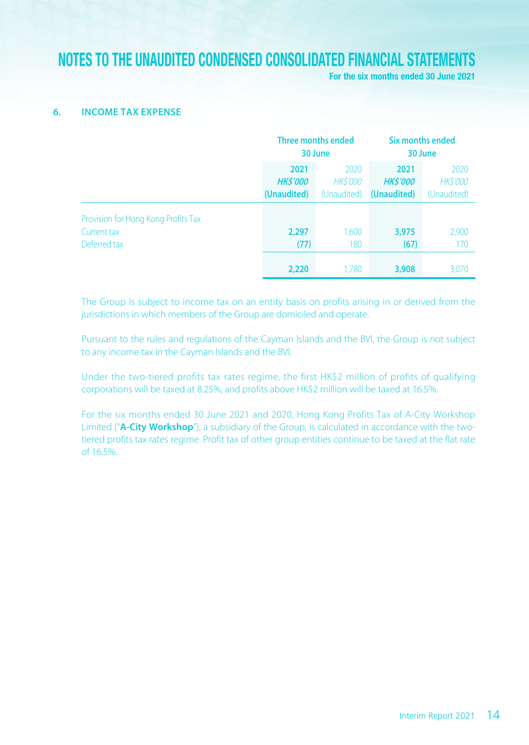## 6. INCOME TAX EXPENSE

| | Three months ended 30 June | | Six months ended 30 June | |
|---|---|---|---|---|
| | **2021** | 2020 | **2021** | 2020 |
| | ***HK$'000*** | *HK$'000* | ***HK$'000*** | *HK$'000* |
| | **(Unaudited)** | (Unaudited) | **(Unaudited)** | (Unaudited) |
| Provision for Hong Kong Profits Tax | | | | |
| Current tax | **2,297** | 1,600 | **3,975** | 2,900 |
| Deferred tax | **(77)** | 180 | **(67)** | 170 |
| | **2,220** | 1,780 | **3,908** | 3,070 |

The Group is subject to income tax on an entity basis on profits arising in or derived from the jurisdictions in which members of the Group are domiciled and operate.

Pursuant to the rules and regulations of the Cayman Islands and the BVI, the Group is not subject to any income tax in the Cayman Islands and the BVI.

Under the two-tiered profits tax rates regime, the first HK$2 million of profits of qualifying corporations will be taxed at 8.25%, and profits above HK$2 million will be taxed at 16.5%.

For the six months ended 30 June 2021 and 2020, Hong Kong Profits Tax of A-City Workshop Limited ("**A-City Workshop**"), a subsidiary of the Group, is calculated in accordance with the two-tiered profits tax rates regime. Profit tax of other group entities continue to be taxed at the flat rate of 16.5%.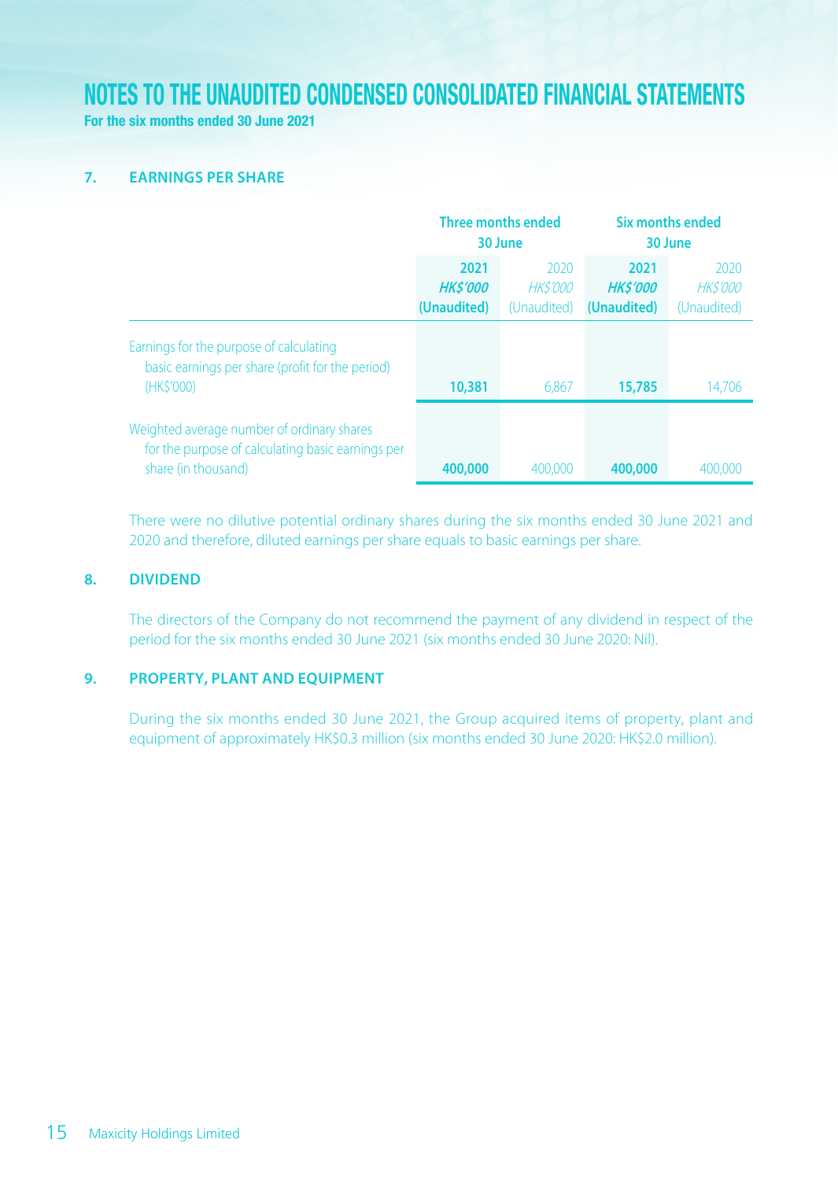# NOTES TO THE UNAUDITED CONDENSED CONSOLIDATED FINANCIAL STATEMENTS

**For the six months ended 30 June 2021**

## 7. EARNINGS PER SHARE

| | Three months ended 30 June | | Six months ended 30 June | |
|---|---|---|---|---|
| | **2021** | 2020 | **2021** | 2020 |
| | ***HK$'000*** | *HK$'000* | ***HK$'000*** | *HK$'000* |
| | **(Unaudited)** | (Unaudited) | **(Unaudited)** | (Unaudited) |
| Earnings for the purpose of calculating basic earnings per share (profit for the period) (HK$'000) | **10,381** | 6,867 | **15,785** | 14,706 |
| Weighted average number of ordinary shares for the purpose of calculating basic earnings per share (in thousand) | **400,000** | 400,000 | **400,000** | 400,000 |

There were no dilutive potential ordinary shares during the six months ended 30 June 2021 and 2020 and therefore, diluted earnings per share equals to basic earnings per share.

## 8. DIVIDEND

The directors of the Company do not recommend the payment of any dividend in respect of the period for the six months ended 30 June 2021 (six months ended 30 June 2020: Nil).

## 9. PROPERTY, PLANT AND EQUIPMENT

During the six months ended 30 June 2021, the Group acquired items of property, plant and equipment of approximately HK$0.3 million (six months ended 30 June 2020: HK$2.0 million).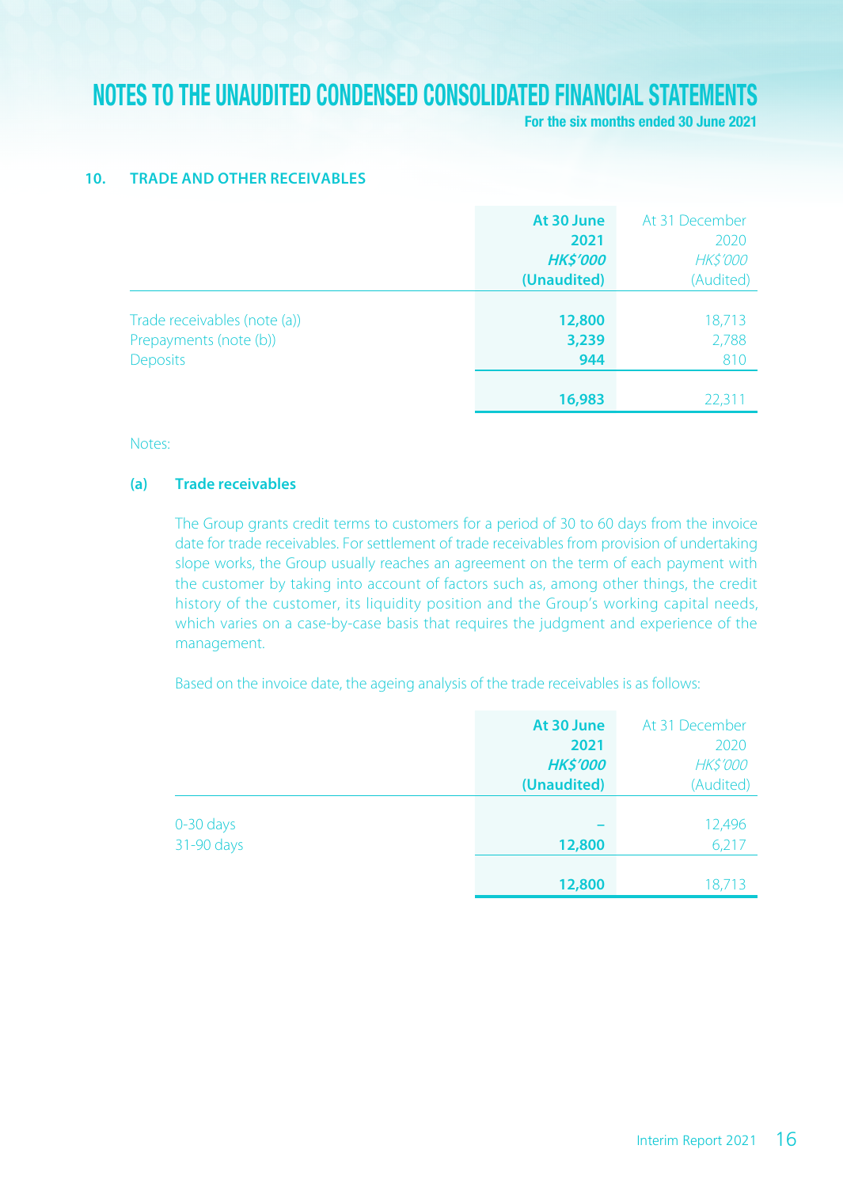## 10. TRADE AND OTHER RECEIVABLES

| | At 30 June 2021 HK$'000 (Unaudited) | At 31 December 2020 HK$'000 (Audited) |
|---|---|---|
| Trade receivables (note (a)) | 12,800 | 18,713 |
| Prepayments (note (b)) | 3,239 | 2,788 |
| Deposits | 944 | 810 |
| | 16,983 | 22,311 |

Notes:

### (a) Trade receivables

The Group grants credit terms to customers for a period of 30 to 60 days from the invoice date for trade receivables. For settlement of trade receivables from provision of undertaking slope works, the Group usually reaches an agreement on the term of each payment with the customer by taking into account of factors such as, among other things, the credit history of the customer, its liquidity position and the Group's working capital needs, which varies on a case-by-case basis that requires the judgment and experience of the management.

Based on the invoice date, the ageing analysis of the trade receivables is as follows:

| | At 30 June 2021 HK$'000 (Unaudited) | At 31 December 2020 HK$'000 (Audited) |
|---|---|---|
| 0-30 days | – | 12,496 |
| 31-90 days | 12,800 | 6,217 |
| | 12,800 | 18,713 |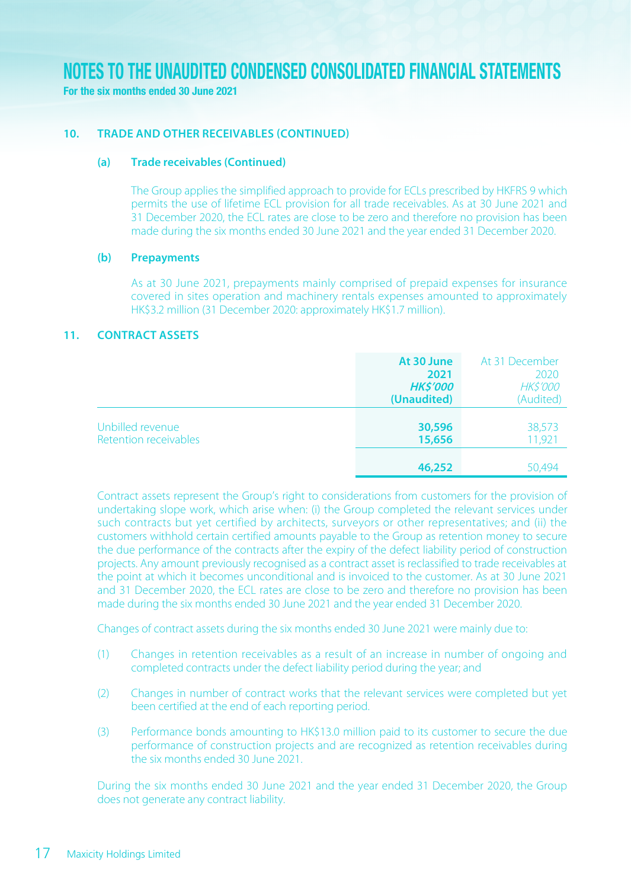# NOTES TO THE UNAUDITED CONDENSED CONSOLIDATED FINANCIAL STATEMENTS

**For the six months ended 30 June 2021**

## 10. TRADE AND OTHER RECEIVABLES (CONTINUED)

### (a) Trade receivables (Continued)

The Group applies the simplified approach to provide for ECLs prescribed by HKFRS 9 which permits the use of lifetime ECL provision for all trade receivables. As at 30 June 2021 and 31 December 2020, the ECL rates are close to be zero and therefore no provision has been made during the six months ended 30 June 2021 and the year ended 31 December 2020.

### (b) Prepayments

As at 30 June 2021, prepayments mainly comprised of prepaid expenses for insurance covered in sites operation and machinery rentals expenses amounted to approximately HK$3.2 million (31 December 2020: approximately HK$1.7 million).

## 11. CONTRACT ASSETS

| | **At 30 June 2021** **HK$'000** **(Unaudited)** | At 31 December 2020 HK$'000 (Audited) |
|---|---|---|
| Unbilled revenue | **30,596** | 38,573 |
| Retention receivables | **15,656** | 11,921 |
| | **46,252** | 50,494 |

Contract assets represent the Group's right to considerations from customers for the provision of undertaking slope work, which arise when: (i) the Group completed the relevant services under such contracts but yet certified by architects, surveyors or other representatives; and (ii) the customers withhold certain certified amounts payable to the Group as retention money to secure the due performance of the contracts after the expiry of the defect liability period of construction projects. Any amount previously recognised as a contract asset is reclassified to trade receivables at the point at which it becomes unconditional and is invoiced to the customer. As at 30 June 2021 and 31 December 2020, the ECL rates are close to be zero and therefore no provision has been made during the six months ended 30 June 2021 and the year ended 31 December 2020.

Changes of contract assets during the six months ended 30 June 2021 were mainly due to:

(1) Changes in retention receivables as a result of an increase in number of ongoing and completed contracts under the defect liability period during the year; and

(2) Changes in number of contract works that the relevant services were completed but yet been certified at the end of each reporting period.

(3) Performance bonds amounting to HK$13.0 million paid to its customer to secure the due performance of construction projects and are recognized as retention receivables during the six months ended 30 June 2021.

During the six months ended 30 June 2021 and the year ended 31 December 2020, the Group does not generate any contract liability.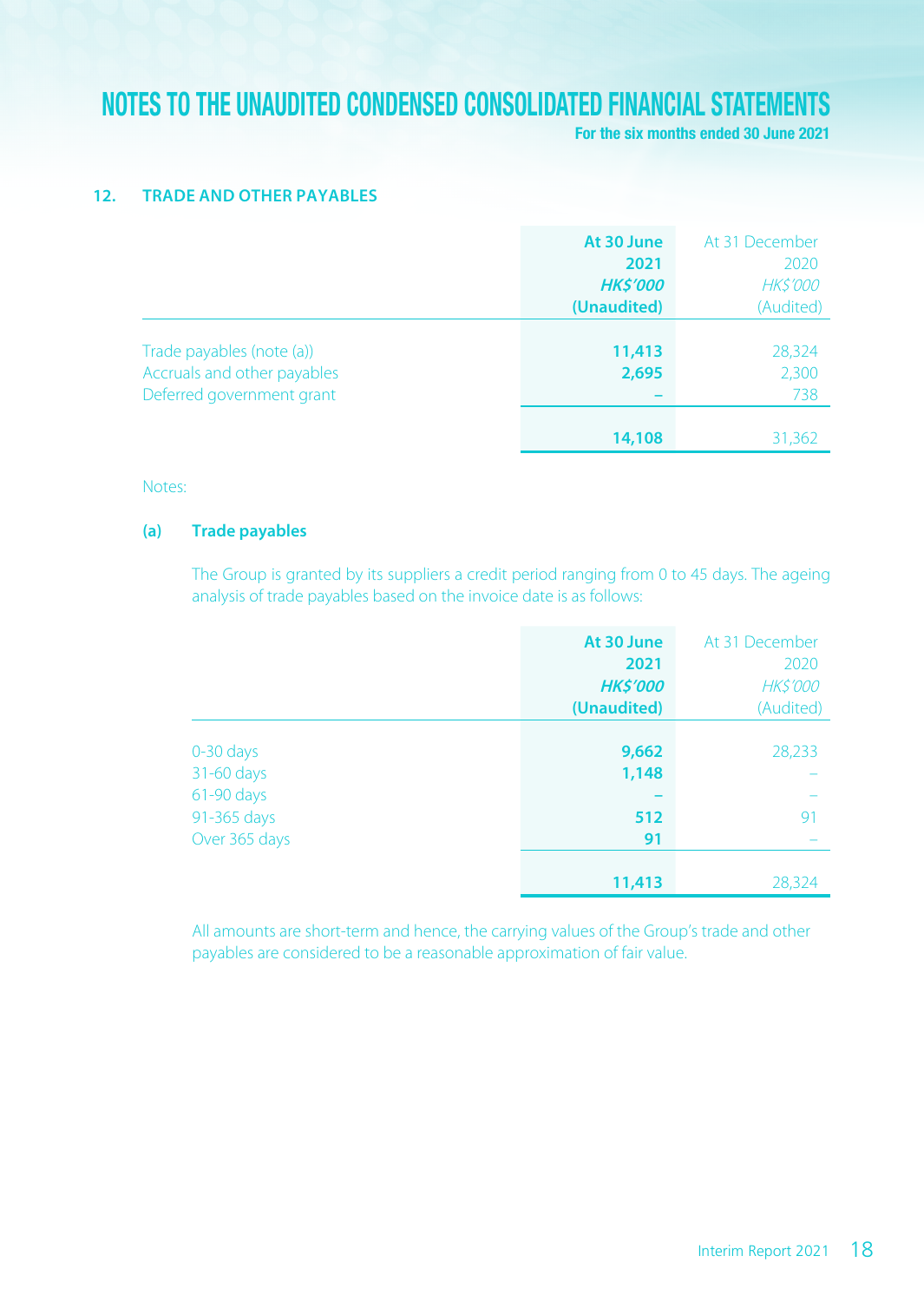# NOTES TO THE UNAUDITED CONDENSED CONSOLIDATED FINANCIAL STATEMENTS

**For the six months ended 30 June 2021**

## 12. TRADE AND OTHER PAYABLES

| | At 30 June 2021 HK$'000 (Unaudited) | At 31 December 2020 HK$'000 (Audited) |
|---|---|---|
| Trade payables (note (a)) | 11,413 | 28,324 |
| Accruals and other payables | 2,695 | 2,300 |
| Deferred government grant | – | 738 |
| | 14,108 | 31,362 |

Notes:

**(a) Trade payables**

The Group is granted by its suppliers a credit period ranging from 0 to 45 days. The ageing analysis of trade payables based on the invoice date is as follows:

| | At 30 June 2021 HK$'000 (Unaudited) | At 31 December 2020 HK$'000 (Audited) |
|---|---|---|
| 0-30 days | 9,662 | 28,233 |
| 31-60 days | 1,148 | – |
| 61-90 days | – | – |
| 91-365 days | 512 | 91 |
| Over 365 days | 91 | – |
| | 11,413 | 28,324 |

All amounts are short-term and hence, the carrying values of the Group's trade and other payables are considered to be a reasonable approximation of fair value.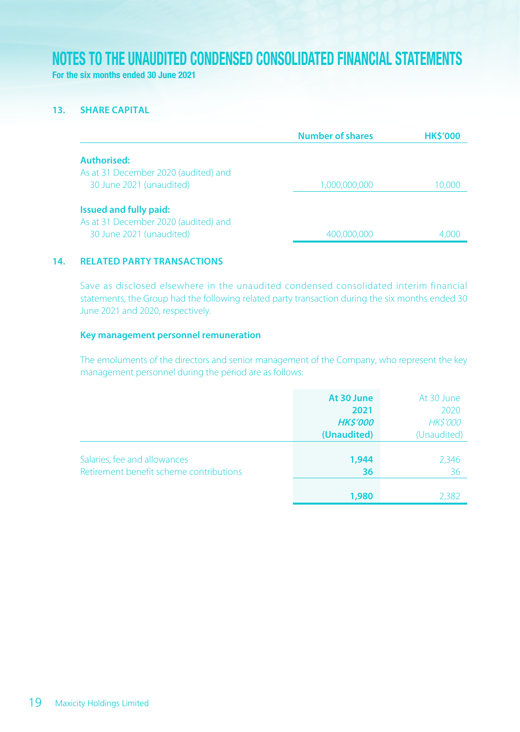# NOTES TO THE UNAUDITED CONDENSED CONSOLIDATED FINANCIAL STATEMENTS

**For the six months ended 30 June 2021**

## 13. SHARE CAPITAL

| | Number of shares | HK$'000 |
|---|---|---|
| **Authorised:** | | |
| As at 31 December 2020 (audited) and 30 June 2021 (unaudited) | 1,000,000,000 | 10,000 |
| **Issued and fully paid:** | | |
| As at 31 December 2020 (audited) and 30 June 2021 (unaudited) | 400,000,000 | 4,000 |

## 14. RELATED PARTY TRANSACTIONS

Save as disclosed elsewhere in the unaudited condensed consolidated interim financial statements, the Group had the following related party transaction during the six months ended 30 June 2021 and 2020, respectively.

### Key management personnel remuneration

The emoluments of the directors and senior management of the Company, who represent the key management personnel during the period are as follows:

| | At 30 June 2021 *HK$'000* (Unaudited) | At 30 June 2020 *HK$'000* (Unaudited) |
|---|---|---|
| Salaries, fee and allowances | 1,944 | 2,346 |
| Retirement benefit scheme contributions | 36 | 36 |
| | 1,980 | 2,382 |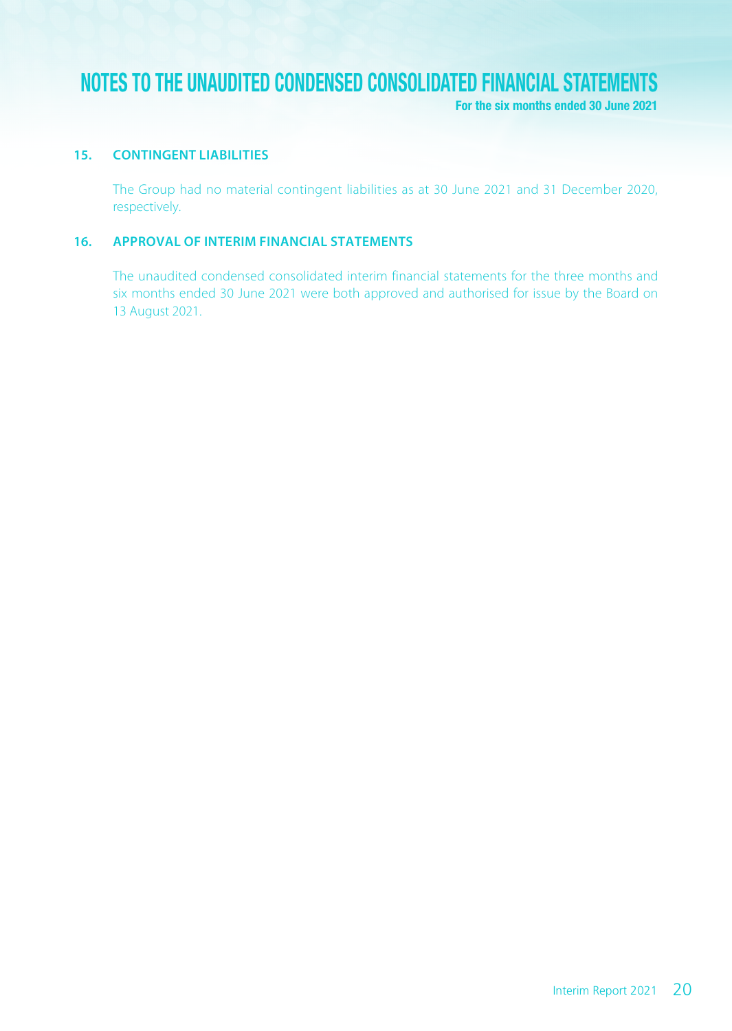## 15. CONTINGENT LIABILITIES

The Group had no material contingent liabilities as at 30 June 2021 and 31 December 2020, respectively.

## 16. APPROVAL OF INTERIM FINANCIAL STATEMENTS

The unaudited condensed consolidated interim financial statements for the three months and six months ended 30 June 2021 were both approved and authorised for issue by the Board on 13 August 2021.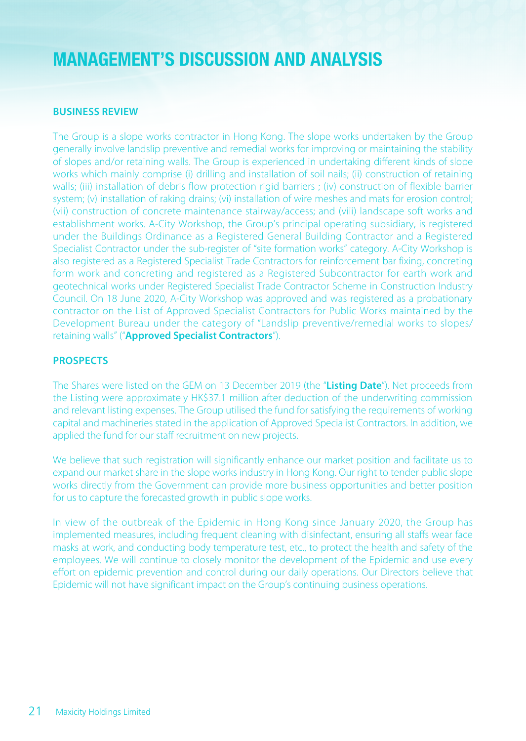# MANAGEMENT'S DISCUSSION AND ANALYSIS

## BUSINESS REVIEW

The Group is a slope works contractor in Hong Kong. The slope works undertaken by the Group generally involve landslip preventive and remedial works for improving or maintaining the stability of slopes and/or retaining walls. The Group is experienced in undertaking different kinds of slope works which mainly comprise (i) drilling and installation of soil nails; (ii) construction of retaining walls; (iii) installation of debris flow protection rigid barriers ; (iv) construction of flexible barrier system; (v) installation of raking drains; (vi) installation of wire meshes and mats for erosion control; (vii) construction of concrete maintenance stairway/access; and (viii) landscape soft works and establishment works. A-City Workshop, the Group's principal operating subsidiary, is registered under the Buildings Ordinance as a Registered General Building Contractor and a Registered Specialist Contractor under the sub-register of "site formation works" category. A-City Workshop is also registered as a Registered Specialist Trade Contractors for reinforcement bar fixing, concreting form work and concreting and registered as a Registered Subcontractor for earth work and geotechnical works under Registered Specialist Trade Contractor Scheme in Construction Industry Council. On 18 June 2020, A-City Workshop was approved and was registered as a probationary contractor on the List of Approved Specialist Contractors for Public Works maintained by the Development Bureau under the category of "Landslip preventive/remedial works to slopes/ retaining walls" ("**Approved Specialist Contractors**").

## PROSPECTS

The Shares were listed on the GEM on 13 December 2019 (the "**Listing Date**"). Net proceeds from the Listing were approximately HK$37.1 million after deduction of the underwriting commission and relevant listing expenses. The Group utilised the fund for satisfying the requirements of working capital and machineries stated in the application of Approved Specialist Contractors. In addition, we applied the fund for our staff recruitment on new projects.

We believe that such registration will significantly enhance our market position and facilitate us to expand our market share in the slope works industry in Hong Kong. Our right to tender public slope works directly from the Government can provide more business opportunities and better position for us to capture the forecasted growth in public slope works.

In view of the outbreak of the Epidemic in Hong Kong since January 2020, the Group has implemented measures, including frequent cleaning with disinfectant, ensuring all staffs wear face masks at work, and conducting body temperature test, etc., to protect the health and safety of the employees. We will continue to closely monitor the development of the Epidemic and use every effort on epidemic prevention and control during our daily operations. Our Directors believe that Epidemic will not have significant impact on the Group's continuing business operations.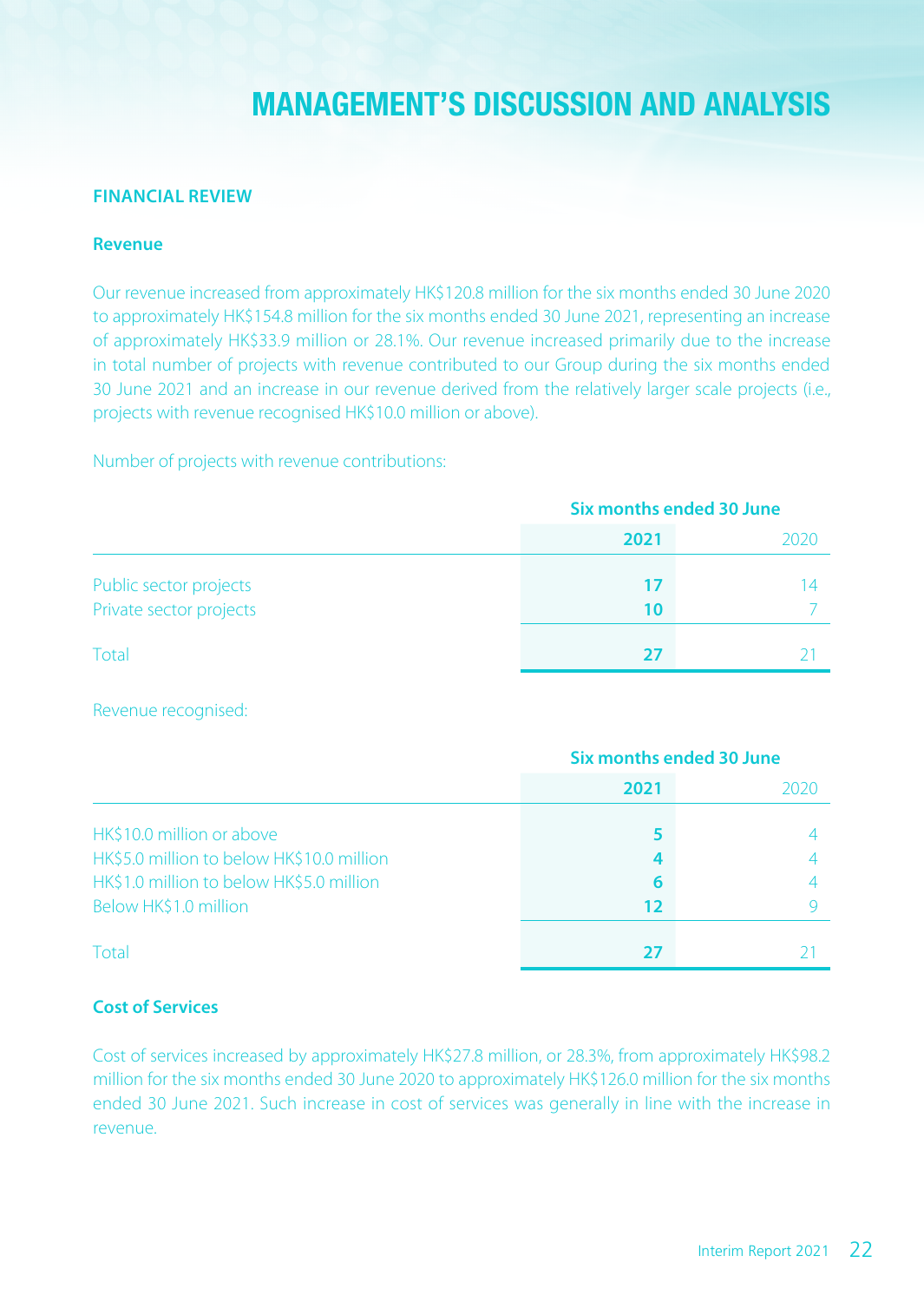# MANAGEMENT'S DISCUSSION AND ANALYSIS

## FINANCIAL REVIEW

### Revenue

Our revenue increased from approximately HK$120.8 million for the six months ended 30 June 2020 to approximately HK$154.8 million for the six months ended 30 June 2021, representing an increase of approximately HK$33.9 million or 28.1%. Our revenue increased primarily due to the increase in total number of projects with revenue contributed to our Group during the six months ended 30 June 2021 and an increase in our revenue derived from the relatively larger scale projects (i.e., projects with revenue recognised HK$10.0 million or above).

Number of projects with revenue contributions:

| | Six months ended 30 June | |
|---|---|---|
| | **2021** | 2020 |
| Public sector projects | **17** | 14 |
| Private sector projects | **10** | 7 |
| Total | **27** | 21 |

Revenue recognised:

| | Six months ended 30 June | |
|---|---|---|
| | **2021** | 2020 |
| HK$10.0 million or above | **5** | 4 |
| HK$5.0 million to below HK$10.0 million | **4** | 4 |
| HK$1.0 million to below HK$5.0 million | **6** | 4 |
| Below HK$1.0 million | **12** | 9 |
| Total | **27** | 21 |

### Cost of Services

Cost of services increased by approximately HK$27.8 million, or 28.3%, from approximately HK$98.2 million for the six months ended 30 June 2020 to approximately HK$126.0 million for the six months ended 30 June 2021. Such increase in cost of services was generally in line with the increase in revenue.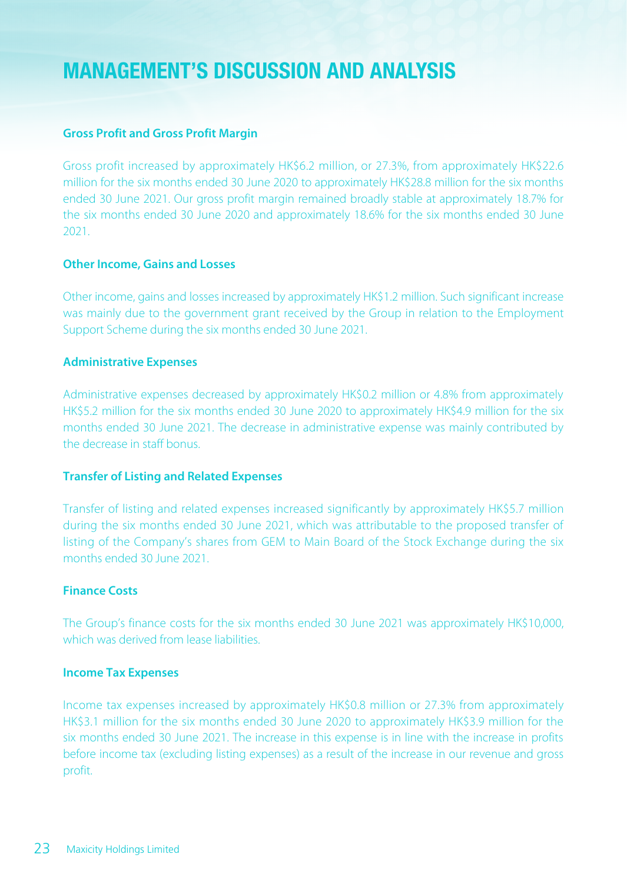# MANAGEMENT'S DISCUSSION AND ANALYSIS

### Gross Profit and Gross Profit Margin

Gross profit increased by approximately HK$6.2 million, or 27.3%, from approximately HK$22.6 million for the six months ended 30 June 2020 to approximately HK$28.8 million for the six months ended 30 June 2021. Our gross profit margin remained broadly stable at approximately 18.7% for the six months ended 30 June 2020 and approximately 18.6% for the six months ended 30 June 2021.

### Other Income, Gains and Losses

Other income, gains and losses increased by approximately HK$1.2 million. Such significant increase was mainly due to the government grant received by the Group in relation to the Employment Support Scheme during the six months ended 30 June 2021.

### Administrative Expenses

Administrative expenses decreased by approximately HK$0.2 million or 4.8% from approximately HK$5.2 million for the six months ended 30 June 2020 to approximately HK$4.9 million for the six months ended 30 June 2021. The decrease in administrative expense was mainly contributed by the decrease in staff bonus.

### Transfer of Listing and Related Expenses

Transfer of listing and related expenses increased significantly by approximately HK$5.7 million during the six months ended 30 June 2021, which was attributable to the proposed transfer of listing of the Company's shares from GEM to Main Board of the Stock Exchange during the six months ended 30 June 2021.

### Finance Costs

The Group's finance costs for the six months ended 30 June 2021 was approximately HK$10,000, which was derived from lease liabilities.

### Income Tax Expenses

Income tax expenses increased by approximately HK$0.8 million or 27.3% from approximately HK$3.1 million for the six months ended 30 June 2020 to approximately HK$3.9 million for the six months ended 30 June 2021. The increase in this expense is in line with the increase in profits before income tax (excluding listing expenses) as a result of the increase in our revenue and gross profit.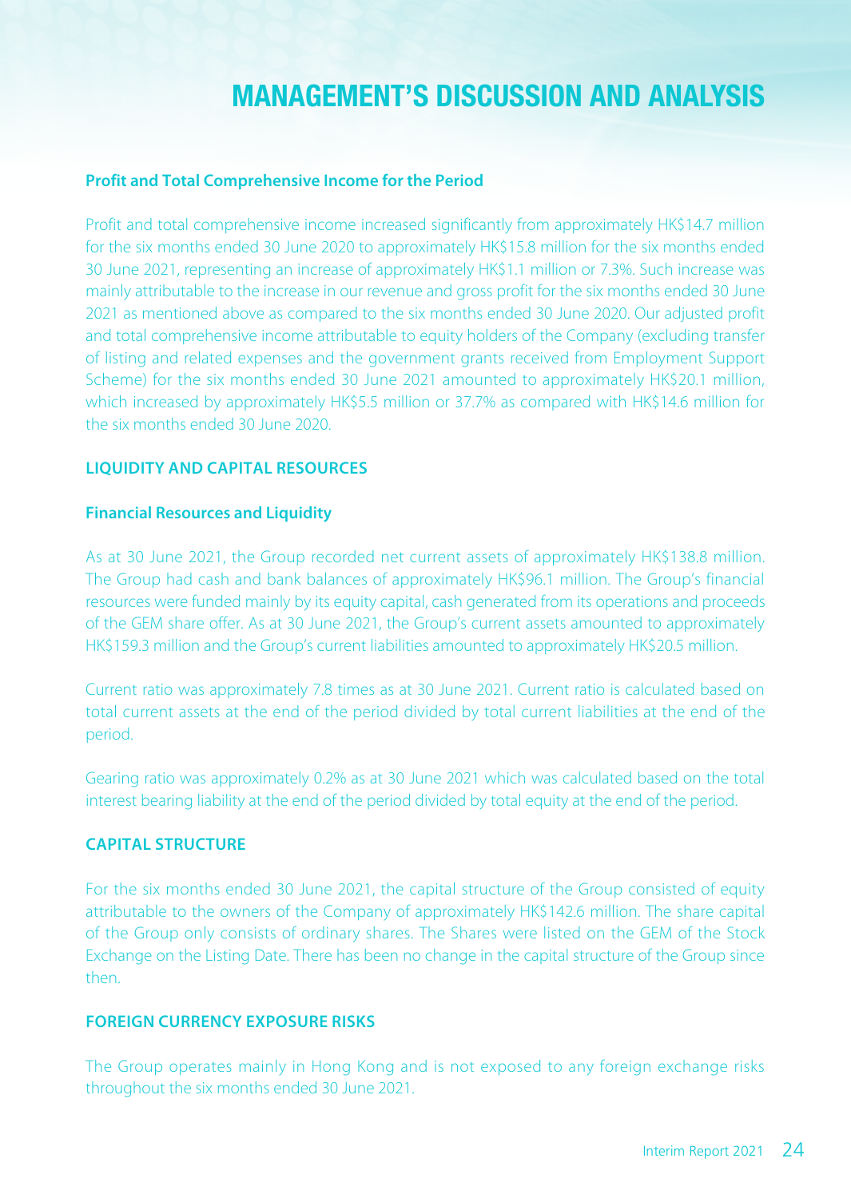# MANAGEMENT'S DISCUSSION AND ANALYSIS

### Profit and Total Comprehensive Income for the Period

Profit and total comprehensive income increased significantly from approximately HK$14.7 million for the six months ended 30 June 2020 to approximately HK$15.8 million for the six months ended 30 June 2021, representing an increase of approximately HK$1.1 million or 7.3%. Such increase was mainly attributable to the increase in our revenue and gross profit for the six months ended 30 June 2021 as mentioned above as compared to the six months ended 30 June 2020. Our adjusted profit and total comprehensive income attributable to equity holders of the Company (excluding transfer of listing and related expenses and the government grants received from Employment Support Scheme) for the six months ended 30 June 2021 amounted to approximately HK$20.1 million, which increased by approximately HK$5.5 million or 37.7% as compared with HK$14.6 million for the six months ended 30 June 2020.

## LIQUIDITY AND CAPITAL RESOURCES

### Financial Resources and Liquidity

As at 30 June 2021, the Group recorded net current assets of approximately HK$138.8 million. The Group had cash and bank balances of approximately HK$96.1 million. The Group's financial resources were funded mainly by its equity capital, cash generated from its operations and proceeds of the GEM share offer. As at 30 June 2021, the Group's current assets amounted to approximately HK$159.3 million and the Group's current liabilities amounted to approximately HK$20.5 million.

Current ratio was approximately 7.8 times as at 30 June 2021. Current ratio is calculated based on total current assets at the end of the period divided by total current liabilities at the end of the period.

Gearing ratio was approximately 0.2% as at 30 June 2021 which was calculated based on the total interest bearing liability at the end of the period divided by total equity at the end of the period.

## CAPITAL STRUCTURE

For the six months ended 30 June 2021, the capital structure of the Group consisted of equity attributable to the owners of the Company of approximately HK$142.6 million. The share capital of the Group only consists of ordinary shares. The Shares were listed on the GEM of the Stock Exchange on the Listing Date. There has been no change in the capital structure of the Group since then.

## FOREIGN CURRENCY EXPOSURE RISKS

The Group operates mainly in Hong Kong and is not exposed to any foreign exchange risks throughout the six months ended 30 June 2021.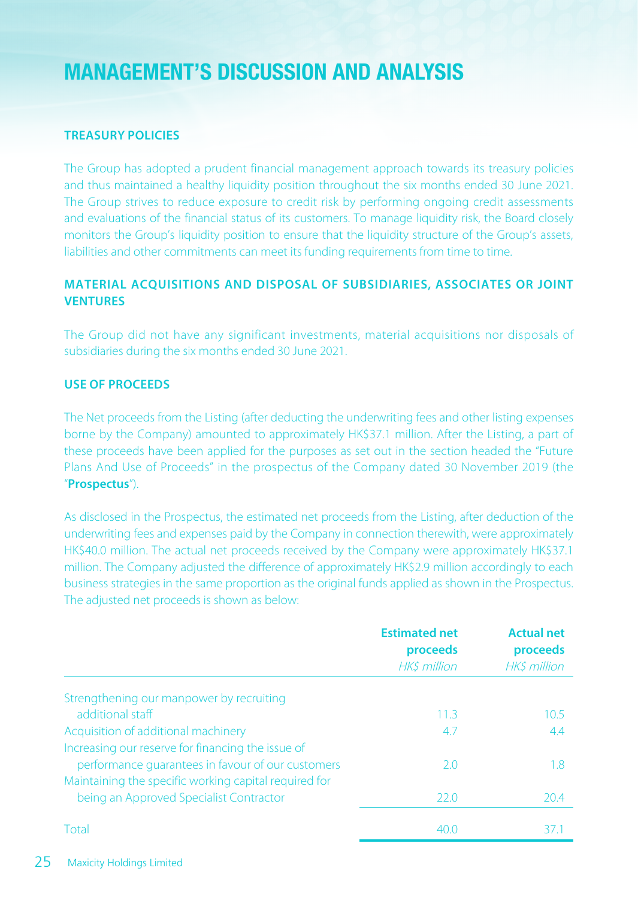# MANAGEMENT'S DISCUSSION AND ANALYSIS

## TREASURY POLICIES

The Group has adopted a prudent financial management approach towards its treasury policies and thus maintained a healthy liquidity position throughout the six months ended 30 June 2021. The Group strives to reduce exposure to credit risk by performing ongoing credit assessments and evaluations of the financial status of its customers. To manage liquidity risk, the Board closely monitors the Group's liquidity position to ensure that the liquidity structure of the Group's assets, liabilities and other commitments can meet its funding requirements from time to time.

## MATERIAL ACQUISITIONS AND DISPOSAL OF SUBSIDIARIES, ASSOCIATES OR JOINT VENTURES

The Group did not have any significant investments, material acquisitions nor disposals of subsidiaries during the six months ended 30 June 2021.

## USE OF PROCEEDS

The Net proceeds from the Listing (after deducting the underwriting fees and other listing expenses borne by the Company) amounted to approximately HK$37.1 million. After the Listing, a part of these proceeds have been applied for the purposes as set out in the section headed the "Future Plans And Use of Proceeds" in the prospectus of the Company dated 30 November 2019 (the "**Prospectus**").

As disclosed in the Prospectus, the estimated net proceeds from the Listing, after deduction of the underwriting fees and expenses paid by the Company in connection therewith, were approximately HK$40.0 million. The actual net proceeds received by the Company were approximately HK$37.1 million. The Company adjusted the difference of approximately HK$2.9 million accordingly to each business strategies in the same proportion as the original funds applied as shown in the Prospectus. The adjusted net proceeds is shown as below:

| | **Estimated net proceeds** *HK$ million* | **Actual net proceeds** *HK$ million* |
|---|---|---|
| Strengthening our manpower by recruiting additional staff | 11.3 | 10.5 |
| Acquisition of additional machinery | 4.7 | 4.4 |
| Increasing our reserve for financing the issue of performance guarantees in favour of our customers | 2.0 | 1.8 |
| Maintaining the specific working capital required for being an Approved Specialist Contractor | 22.0 | 20.4 |
| Total | 40.0 | 37.1 |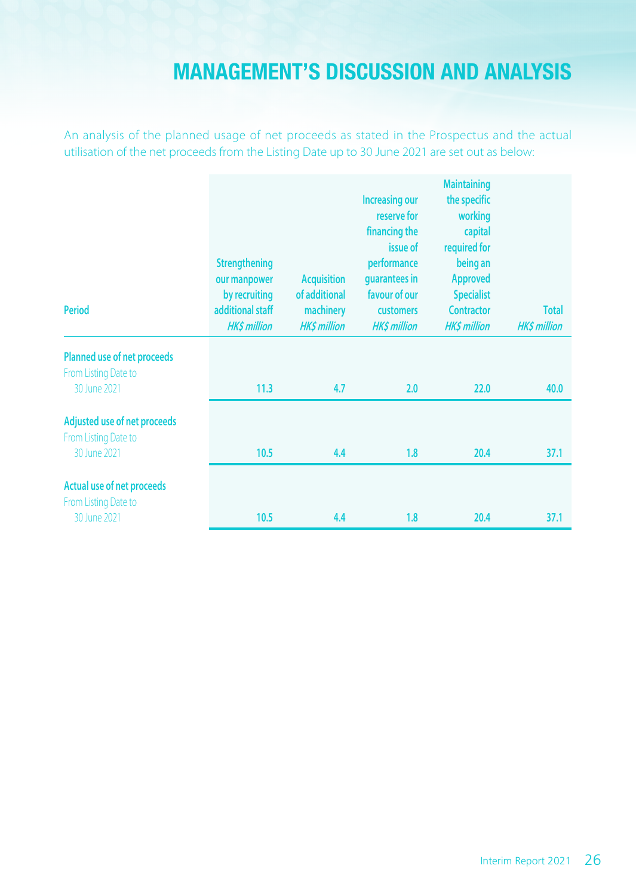# MANAGEMENT'S DISCUSSION AND ANALYSIS

An analysis of the planned usage of net proceeds as stated in the Prospectus and the actual utilisation of the net proceeds from the Listing Date up to 30 June 2021 are set out as below:

| Period | Strengthening our manpower by recruiting additional staff *HK$ million* | Acquisition of additional machinery *HK$ million* | Increasing our reserve for financing the issue of performance guarantees in favour of our customers *HK$ million* | Maintaining the specific working capital required for being an Approved Specialist Contractor *HK$ million* | Total *HK$ million* |
|---|---|---|---|---|---|
| **Planned use of net proceeds** | | | | | |
| From Listing Date to 30 June 2021 | 11.3 | 4.7 | 2.0 | 22.0 | 40.0 |
| **Adjusted use of net proceeds** | | | | | |
| From Listing Date to 30 June 2021 | 10.5 | 4.4 | 1.8 | 20.4 | 37.1 |
| **Actual use of net proceeds** | | | | | |
| From Listing Date to 30 June 2021 | 10.5 | 4.4 | 1.8 | 20.4 | 37.1 |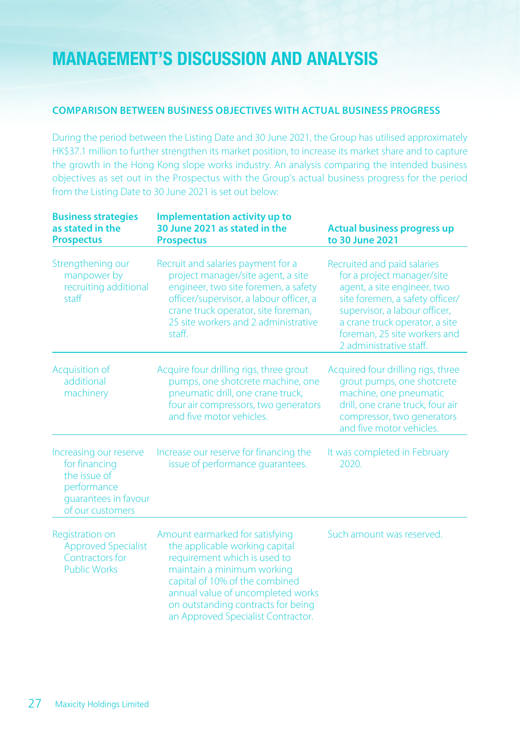# MANAGEMENT'S DISCUSSION AND ANALYSIS

## COMPARISON BETWEEN BUSINESS OBJECTIVES WITH ACTUAL BUSINESS PROGRESS

During the period between the Listing Date and 30 June 2021, the Group has utilised approximately HK$37.1 million to further strengthen its market position, to increase its market share and to capture the growth in the Hong Kong slope works industry. An analysis comparing the intended business objectives as set out in the Prospectus with the Group's actual business progress for the period from the Listing Date to 30 June 2021 is set out below:

| Business strategies as stated in the Prospectus | Implementation activity up to 30 June 2021 as stated in the Prospectus | Actual business progress up to 30 June 2021 |
|---|---|---|
| Strengthening our manpower by recruiting additional staff | Recruit and salaries payment for a project manager/site agent, a site engineer, two site foremen, a safety officer/supervisor, a labour officer, a crane truck operator, site foreman, 25 site workers and 2 administrative staff. | Recruited and paid salaries for a project manager/site agent, a site engineer, two site foremen, a safety officer/supervisor, a labour officer, a crane truck operator, a site foreman, 25 site workers and 2 administrative staff. |
| Acquisition of additional machinery | Acquire four drilling rigs, three grout pumps, one shotcrete machine, one pneumatic drill, one crane truck, four air compressors, two generators and five motor vehicles. | Acquired four drilling rigs, three grout pumps, one shotcrete machine, one pneumatic drill, one crane truck, four air compressor, two generators and five motor vehicles. |
| Increasing our reserve for financing the issue of performance guarantees in favour of our customers | Increase our reserve for financing the issue of performance guarantees. | It was completed in February 2020. |
| Registration on Approved Specialist Contractors for Public Works | Amount earmarked for satisfying the applicable working capital requirement which is used to maintain a minimum working capital of 10% of the combined annual value of uncompleted works on outstanding contracts for being an Approved Specialist Contractor. | Such amount was reserved. |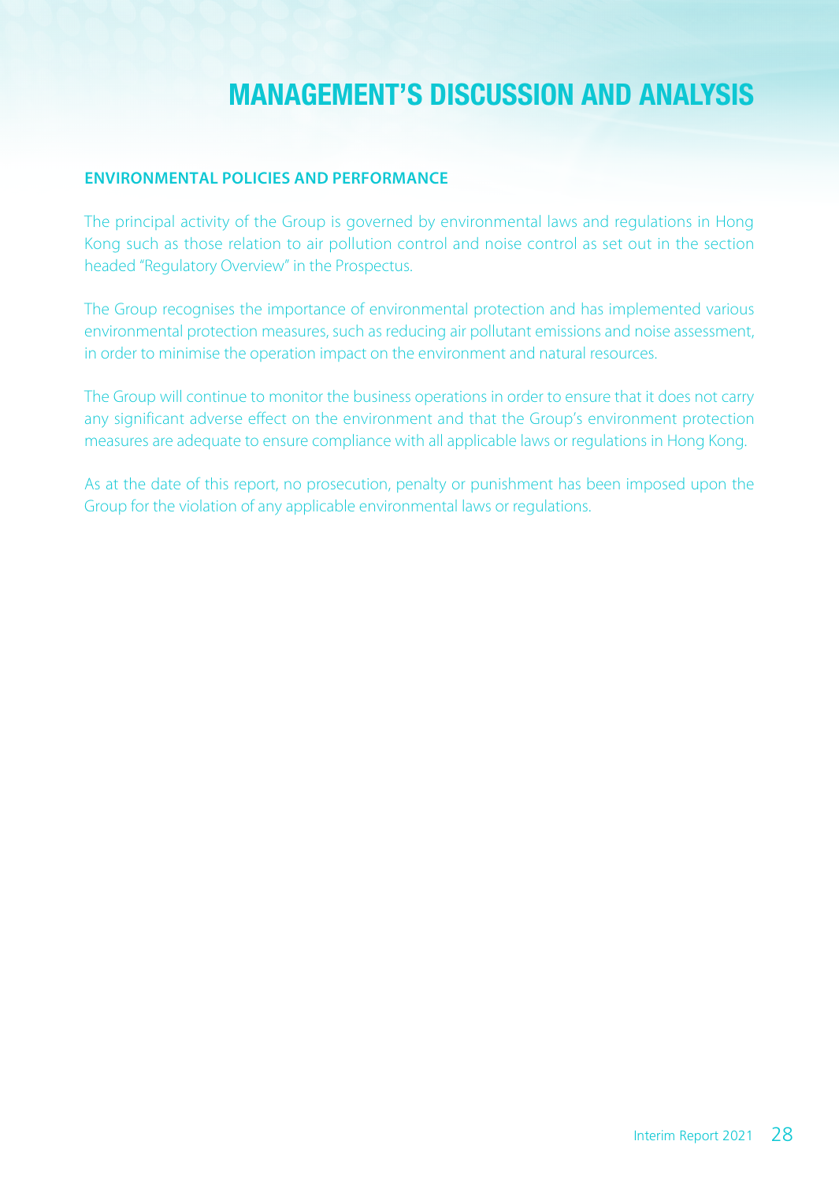# MANAGEMENT'S DISCUSSION AND ANALYSIS

## ENVIRONMENTAL POLICIES AND PERFORMANCE

The principal activity of the Group is governed by environmental laws and regulations in Hong Kong such as those relation to air pollution control and noise control as set out in the section headed "Regulatory Overview" in the Prospectus.

The Group recognises the importance of environmental protection and has implemented various environmental protection measures, such as reducing air pollutant emissions and noise assessment, in order to minimise the operation impact on the environment and natural resources.

The Group will continue to monitor the business operations in order to ensure that it does not carry any significant adverse effect on the environment and that the Group's environment protection measures are adequate to ensure compliance with all applicable laws or regulations in Hong Kong.

As at the date of this report, no prosecution, penalty or punishment has been imposed upon the Group for the violation of any applicable environmental laws or regulations.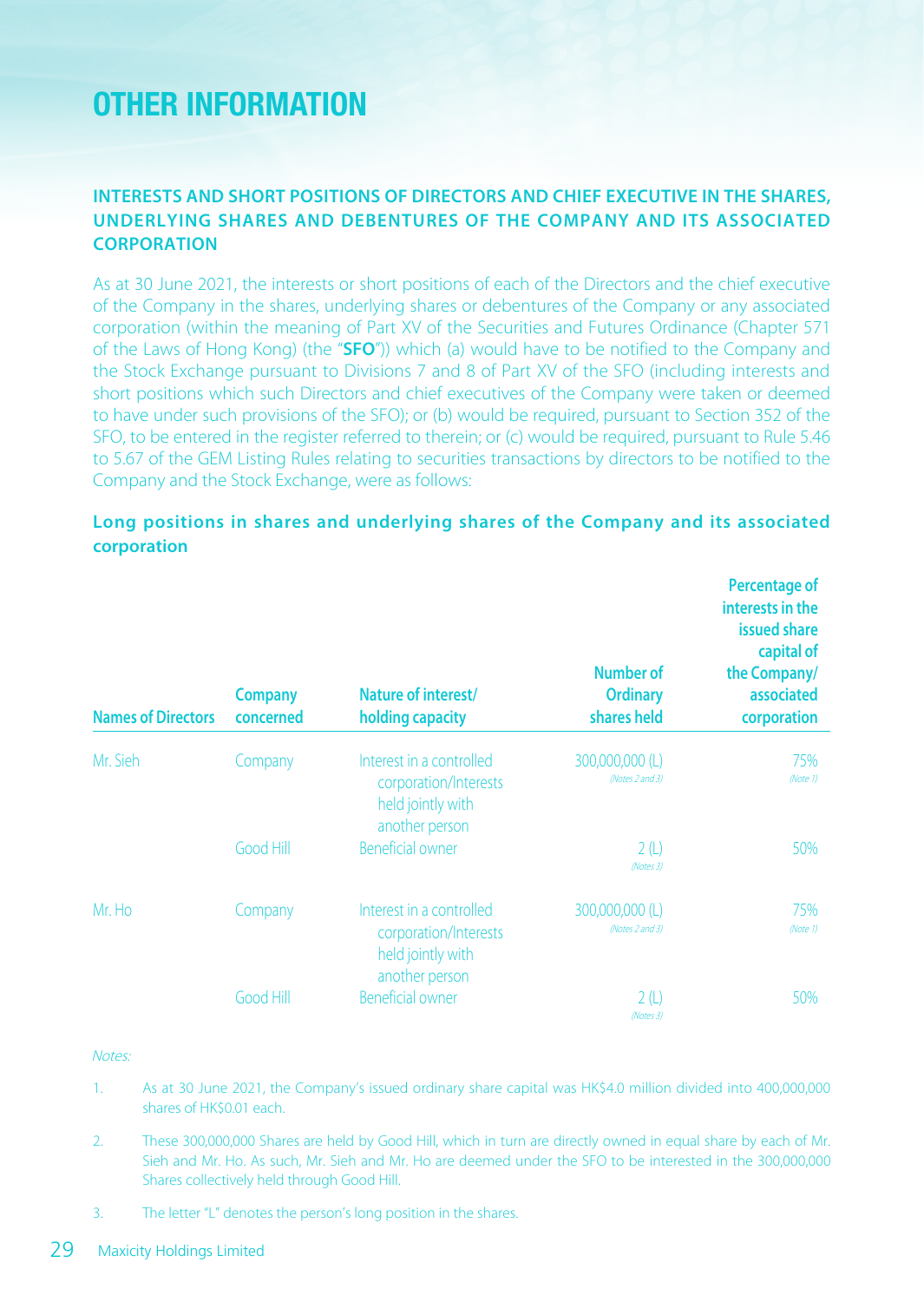# OTHER INFORMATION

## INTERESTS AND SHORT POSITIONS OF DIRECTORS AND CHIEF EXECUTIVE IN THE SHARES, UNDERLYING SHARES AND DEBENTURES OF THE COMPANY AND ITS ASSOCIATED CORPORATION

As at 30 June 2021, the interests or short positions of each of the Directors and the chief executive of the Company in the shares, underlying shares or debentures of the Company or any associated corporation (within the meaning of Part XV of the Securities and Futures Ordinance (Chapter 571 of the Laws of Hong Kong) (the "**SFO**")) which (a) would have to be notified to the Company and the Stock Exchange pursuant to Divisions 7 and 8 of Part XV of the SFO (including interests and short positions which such Directors and chief executives of the Company were taken or deemed to have under such provisions of the SFO); or (b) would be required, pursuant to Section 352 of the SFO, to be entered in the register referred to therein; or (c) would be required, pursuant to Rule 5.46 to 5.67 of the GEM Listing Rules relating to securities transactions by directors to be notified to the Company and the Stock Exchange, were as follows:

### Long positions in shares and underlying shares of the Company and its associated corporation

| Names of Directors | Company concerned | Nature of interest/ holding capacity | Number of Ordinary shares held | Percentage of interests in the issued share capital of the Company/ associated corporation |
|---|---|---|---|---|
| Mr. Sieh | Company | Interest in a controlled corporation/Interests held jointly with another person | 300,000,000 (L) *(Notes 2 and 3)* | 75% *(Note 1)* |
| | Good Hill | Beneficial owner | 2 (L) *(Notes 3)* | 50% |
| Mr. Ho | Company | Interest in a controlled corporation/Interests held jointly with another person | 300,000,000 (L) *(Notes 2 and 3)* | 75% *(Note 1)* |
| | Good Hill | Beneficial owner | 2 (L) *(Notes 3)* | 50% |

*Notes:*

1. As at 30 June 2021, the Company's issued ordinary share capital was HK$4.0 million divided into 400,000,000 shares of HK$0.01 each.
2. These 300,000,000 Shares are held by Good Hill, which in turn are directly owned in equal share by each of Mr. Sieh and Mr. Ho. As such, Mr. Sieh and Mr. Ho are deemed under the SFO to be interested in the 300,000,000 Shares collectively held through Good Hill.
3. The letter "L" denotes the person's long position in the shares.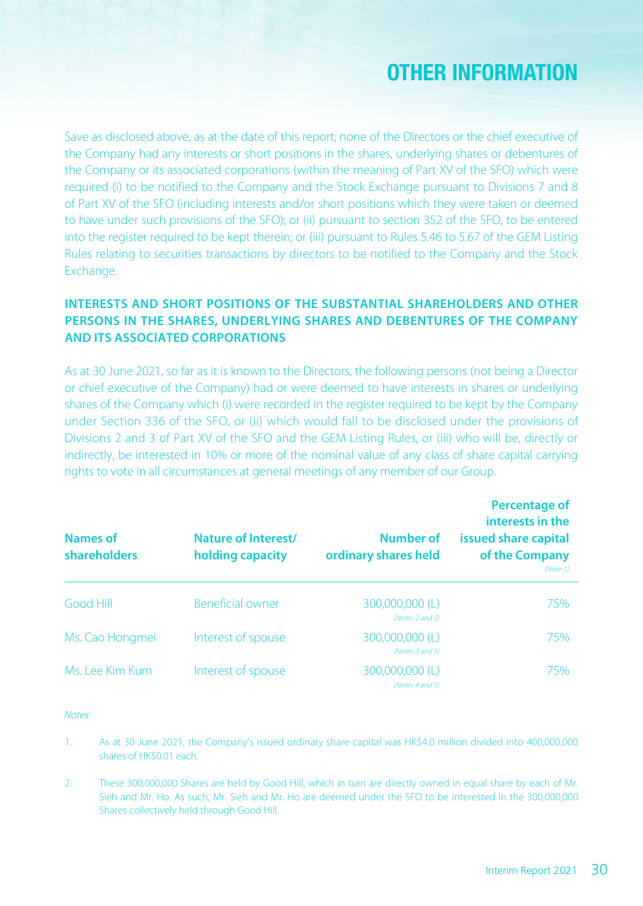Save as disclosed above, as at the date of this report, none of the Directors or the chief executive of the Company had any interests or short positions in the shares, underlying shares or debentures of the Company or its associated corporations (within the meaning of Part XV of the SFO) which were required (i) to be notified to the Company and the Stock Exchange pursuant to Divisions 7 and 8 of Part XV of the SFO (including interests and/or short positions which they were taken or deemed to have under such provisions of the SFO); or (ii) pursuant to section 352 of the SFO, to be entered into the register required to be kept therein; or (iii) pursuant to Rules 5.46 to 5.67 of the GEM Listing Rules relating to securities transactions by directors to be notified to the Company and the Stock Exchange.

## INTERESTS AND SHORT POSITIONS OF THE SUBSTANTIAL SHAREHOLDERS AND OTHER PERSONS IN THE SHARES, UNDERLYING SHARES AND DEBENTURES OF THE COMPANY AND ITS ASSOCIATED CORPORATIONS

As at 30 June 2021, so far as it is known to the Directors, the following persons (not being a Director or chief executive of the Company) had or were deemed to have interests in shares or underlying shares of the Company which (i) were recorded in the register required to be kept by the Company under Section 336 of the SFO, or (ii) which would fall to be disclosed under the provisions of Divisions 2 and 3 of Part XV of the SFO and the GEM Listing Rules, or (iii) who will be, directly or indirectly, be interested in 10% or more of the nominal value of any class of share capital carrying rights to vote in all circumstances at general meetings of any member of our Group.

| Names of shareholders | Nature of Interest/ holding capacity | Number of ordinary shares held | Percentage of interests in the issued share capital of the Company *(Note 1)* |
|---|---|---|---|
| Good Hill | Beneficial owner | 300,000,000 (L) *(Notes 2 and 5)* | 75% |
| Ms. Cao Hongmei | Interest of spouse | 300,000,000 (L) *(Notes 3 and 5)* | 75% |
| Ms. Lee Kim Kum | Interest of spouse | 300,000,000 (L) *(Notes 4 and 5)* | 75% |

*Notes:*

1. As at 30 June 2021, the Company's issued ordinary share capital was HK$4.0 million divided into 400,000,000 shares of HK$0.01 each.

2. These 300,000,000 Shares are held by Good Hill, which in turn are directly owned in equal share by each of Mr. Sieh and Mr. Ho. As such, Mr. Sieh and Mr. Ho are deemed under the SFO to be interested in the 300,000,000 Shares collectively held through Good Hill.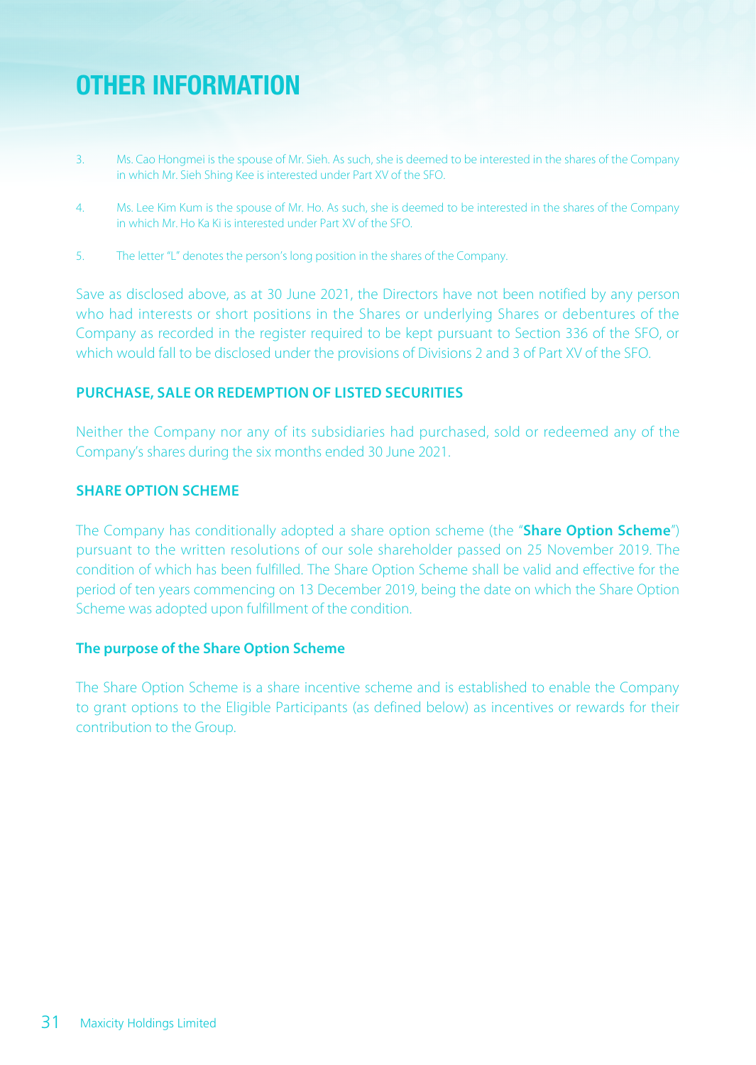# OTHER INFORMATION

3. Ms. Cao Hongmei is the spouse of Mr. Sieh. As such, she is deemed to be interested in the shares of the Company in which Mr. Sieh Shing Kee is interested under Part XV of the SFO.

4. Ms. Lee Kim Kum is the spouse of Mr. Ho. As such, she is deemed to be interested in the shares of the Company in which Mr. Ho Ka Ki is interested under Part XV of the SFO.

5. The letter "L" denotes the person's long position in the shares of the Company.

Save as disclosed above, as at 30 June 2021, the Directors have not been notified by any person who had interests or short positions in the Shares or underlying Shares or debentures of the Company as recorded in the register required to be kept pursuant to Section 336 of the SFO, or which would fall to be disclosed under the provisions of Divisions 2 and 3 of Part XV of the SFO.

## PURCHASE, SALE OR REDEMPTION OF LISTED SECURITIES

Neither the Company nor any of its subsidiaries had purchased, sold or redeemed any of the Company's shares during the six months ended 30 June 2021.

## SHARE OPTION SCHEME

The Company has conditionally adopted a share option scheme (the "**Share Option Scheme**") pursuant to the written resolutions of our sole shareholder passed on 25 November 2019. The condition of which has been fulfilled. The Share Option Scheme shall be valid and effective for the period of ten years commencing on 13 December 2019, being the date on which the Share Option Scheme was adopted upon fulfillment of the condition.

### The purpose of the Share Option Scheme

The Share Option Scheme is a share incentive scheme and is established to enable the Company to grant options to the Eligible Participants (as defined below) as incentives or rewards for their contribution to the Group.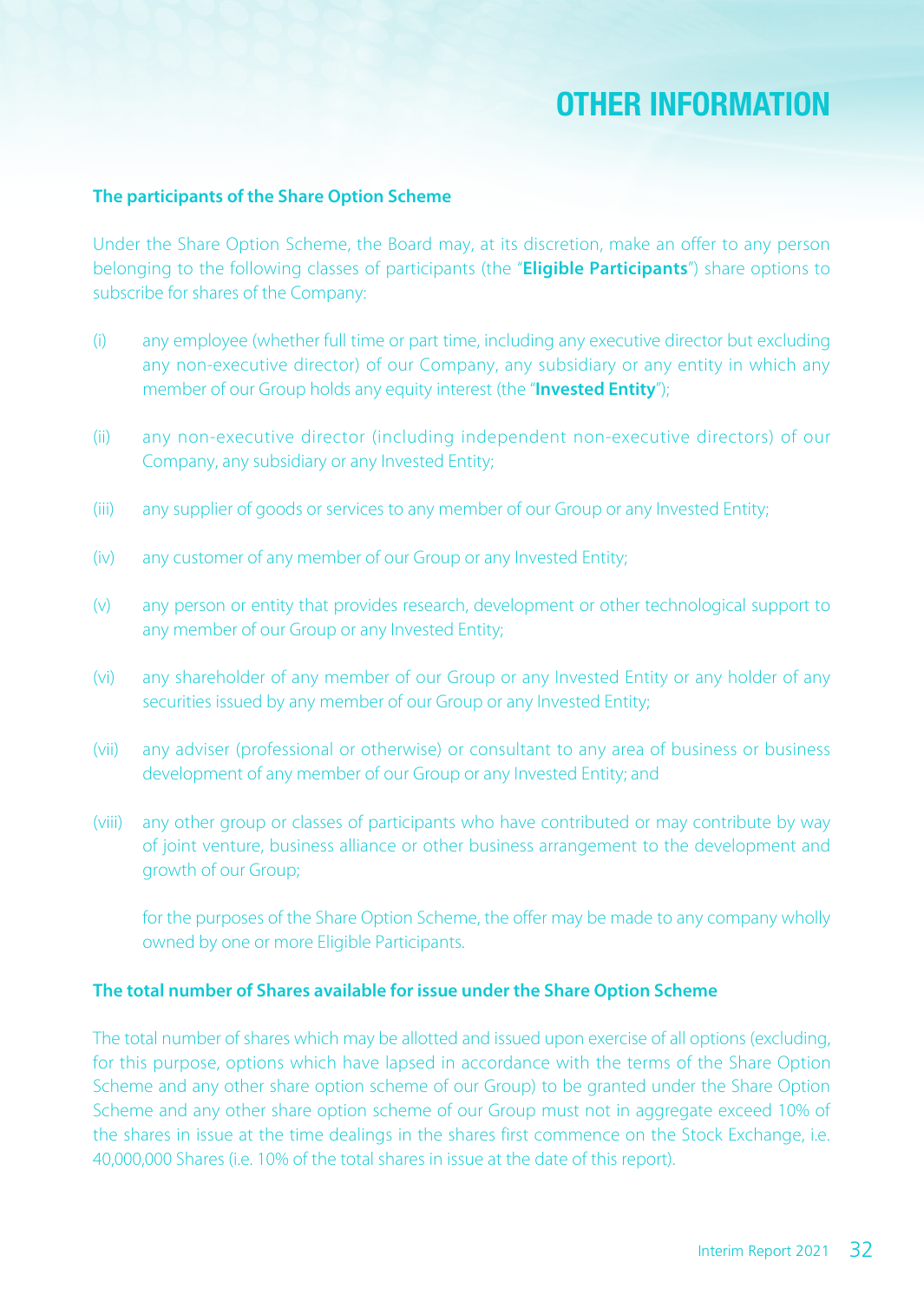# OTHER INFORMATION

### The participants of the Share Option Scheme

Under the Share Option Scheme, the Board may, at its discretion, make an offer to any person belonging to the following classes of participants (the "**Eligible Participants**") share options to subscribe for shares of the Company:

(i) any employee (whether full time or part time, including any executive director but excluding any non-executive director) of our Company, any subsidiary or any entity in which any member of our Group holds any equity interest (the "**Invested Entity**");

(ii) any non-executive director (including independent non-executive directors) of our Company, any subsidiary or any Invested Entity;

(iii) any supplier of goods or services to any member of our Group or any Invested Entity;

(iv) any customer of any member of our Group or any Invested Entity;

(v) any person or entity that provides research, development or other technological support to any member of our Group or any Invested Entity;

(vi) any shareholder of any member of our Group or any Invested Entity or any holder of any securities issued by any member of our Group or any Invested Entity;

(vii) any adviser (professional or otherwise) or consultant to any area of business or business development of any member of our Group or any Invested Entity; and

(viii) any other group or classes of participants who have contributed or may contribute by way of joint venture, business alliance or other business arrangement to the development and growth of our Group;

for the purposes of the Share Option Scheme, the offer may be made to any company wholly owned by one or more Eligible Participants.

### The total number of Shares available for issue under the Share Option Scheme

The total number of shares which may be allotted and issued upon exercise of all options (excluding, for this purpose, options which have lapsed in accordance with the terms of the Share Option Scheme and any other share option scheme of our Group) to be granted under the Share Option Scheme and any other share option scheme of our Group must not in aggregate exceed 10% of the shares in issue at the time dealings in the shares first commence on the Stock Exchange, i.e. 40,000,000 Shares (i.e. 10% of the total shares in issue at the date of this report).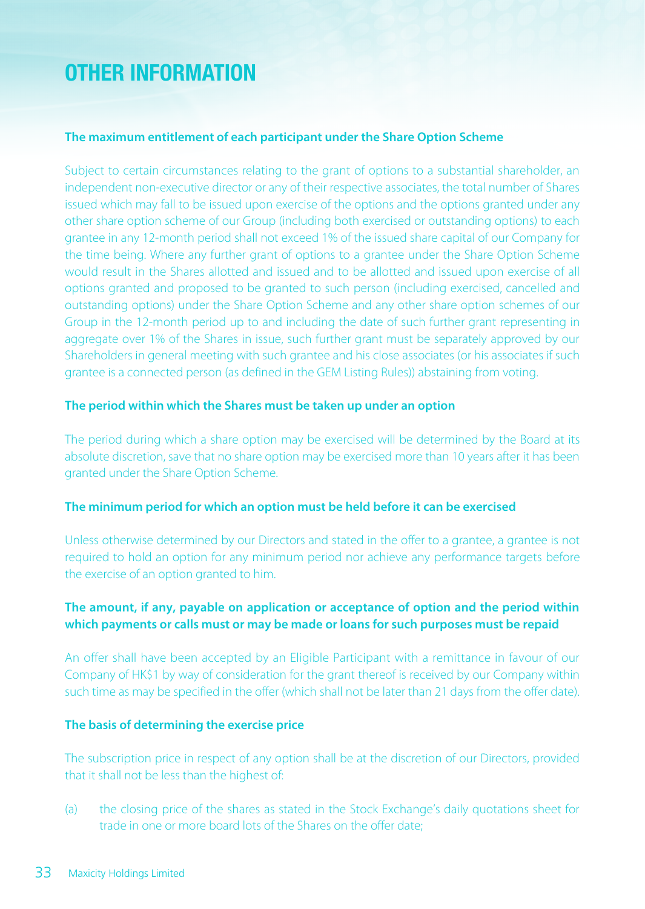# OTHER INFORMATION

**The maximum entitlement of each participant under the Share Option Scheme**

Subject to certain circumstances relating to the grant of options to a substantial shareholder, an independent non-executive director or any of their respective associates, the total number of Shares issued which may fall to be issued upon exercise of the options and the options granted under any other share option scheme of our Group (including both exercised or outstanding options) to each grantee in any 12-month period shall not exceed 1% of the issued share capital of our Company for the time being. Where any further grant of options to a grantee under the Share Option Scheme would result in the Shares allotted and issued and to be allotted and issued upon exercise of all options granted and proposed to be granted to such person (including exercised, cancelled and outstanding options) under the Share Option Scheme and any other share option schemes of our Group in the 12-month period up to and including the date of such further grant representing in aggregate over 1% of the Shares in issue, such further grant must be separately approved by our Shareholders in general meeting with such grantee and his close associates (or his associates if such grantee is a connected person (as defined in the GEM Listing Rules)) abstaining from voting.

**The period within which the Shares must be taken up under an option**

The period during which a share option may be exercised will be determined by the Board at its absolute discretion, save that no share option may be exercised more than 10 years after it has been granted under the Share Option Scheme.

**The minimum period for which an option must be held before it can be exercised**

Unless otherwise determined by our Directors and stated in the offer to a grantee, a grantee is not required to hold an option for any minimum period nor achieve any performance targets before the exercise of an option granted to him.

**The amount, if any, payable on application or acceptance of option and the period within which payments or calls must or may be made or loans for such purposes must be repaid**

An offer shall have been accepted by an Eligible Participant with a remittance in favour of our Company of HK$1 by way of consideration for the grant thereof is received by our Company within such time as may be specified in the offer (which shall not be later than 21 days from the offer date).

**The basis of determining the exercise price**

The subscription price in respect of any option shall be at the discretion of our Directors, provided that it shall not be less than the highest of:

(a) the closing price of the shares as stated in the Stock Exchange's daily quotations sheet for trade in one or more board lots of the Shares on the offer date;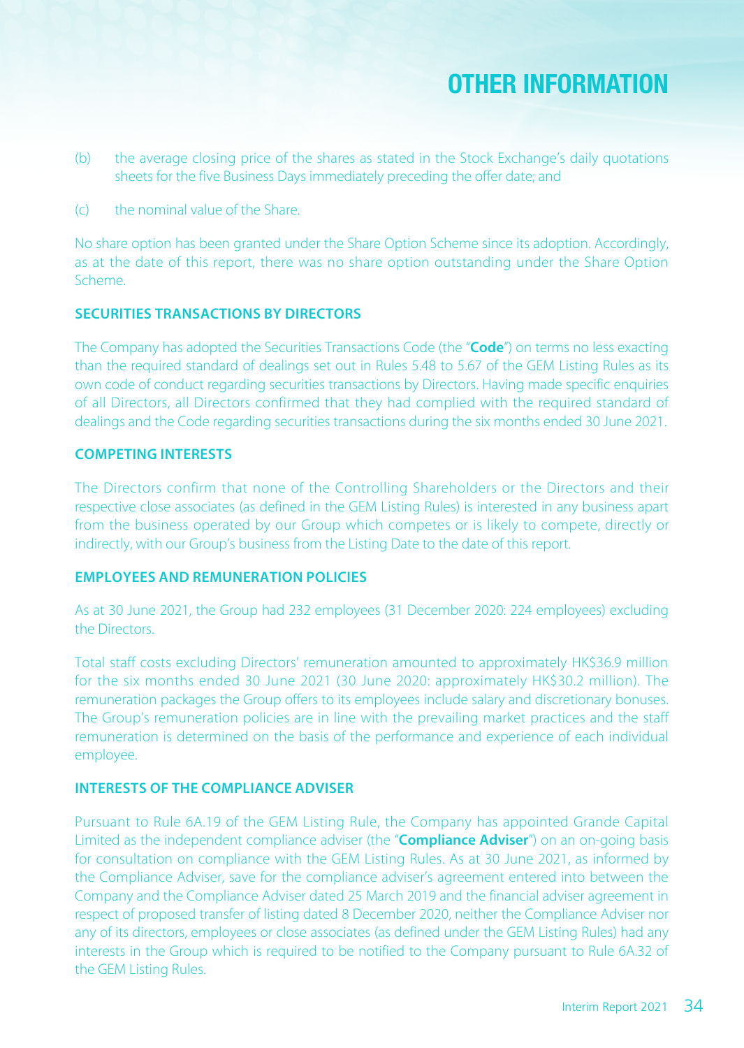(b) the average closing price of the shares as stated in the Stock Exchange's daily quotations sheets for the five Business Days immediately preceding the offer date; and

(c) the nominal value of the Share.

No share option has been granted under the Share Option Scheme since its adoption. Accordingly, as at the date of this report, there was no share option outstanding under the Share Option Scheme.

## SECURITIES TRANSACTIONS BY DIRECTORS

The Company has adopted the Securities Transactions Code (the "**Code**") on terms no less exacting than the required standard of dealings set out in Rules 5.48 to 5.67 of the GEM Listing Rules as its own code of conduct regarding securities transactions by Directors. Having made specific enquiries of all Directors, all Directors confirmed that they had complied with the required standard of dealings and the Code regarding securities transactions during the six months ended 30 June 2021.

## COMPETING INTERESTS

The Directors confirm that none of the Controlling Shareholders or the Directors and their respective close associates (as defined in the GEM Listing Rules) is interested in any business apart from the business operated by our Group which competes or is likely to compete, directly or indirectly, with our Group's business from the Listing Date to the date of this report.

## EMPLOYEES AND REMUNERATION POLICIES

As at 30 June 2021, the Group had 232 employees (31 December 2020: 224 employees) excluding the Directors.

Total staff costs excluding Directors' remuneration amounted to approximately HK$36.9 million for the six months ended 30 June 2021 (30 June 2020: approximately HK$30.2 million). The remuneration packages the Group offers to its employees include salary and discretionary bonuses. The Group's remuneration policies are in line with the prevailing market practices and the staff remuneration is determined on the basis of the performance and experience of each individual employee.

## INTERESTS OF THE COMPLIANCE ADVISER

Pursuant to Rule 6A.19 of the GEM Listing Rule, the Company has appointed Grande Capital Limited as the independent compliance adviser (the "**Compliance Adviser**") on an on-going basis for consultation on compliance with the GEM Listing Rules. As at 30 June 2021, as informed by the Compliance Adviser, save for the compliance adviser's agreement entered into between the Company and the Compliance Adviser dated 25 March 2019 and the financial adviser agreement in respect of proposed transfer of listing dated 8 December 2020, neither the Compliance Adviser nor any of its directors, employees or close associates (as defined under the GEM Listing Rules) had any interests in the Group which is required to be notified to the Company pursuant to Rule 6A.32 of the GEM Listing Rules.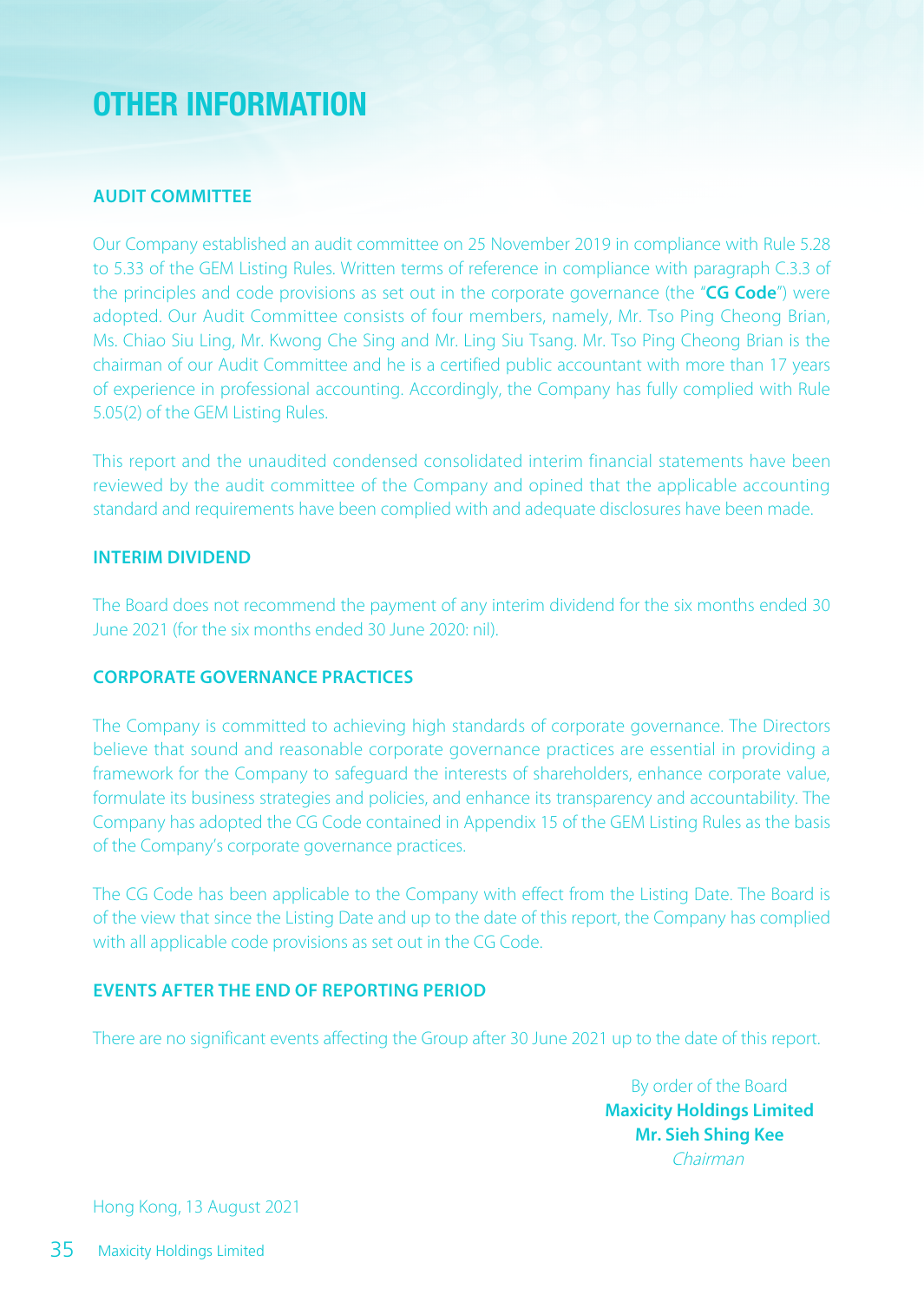# OTHER INFORMATION

## AUDIT COMMITTEE

Our Company established an audit committee on 25 November 2019 in compliance with Rule 5.28 to 5.33 of the GEM Listing Rules. Written terms of reference in compliance with paragraph C.3.3 of the principles and code provisions as set out in the corporate governance (the "**CG Code**") were adopted. Our Audit Committee consists of four members, namely, Mr. Tso Ping Cheong Brian, Ms. Chiao Siu Ling, Mr. Kwong Che Sing and Mr. Ling Siu Tsang. Mr. Tso Ping Cheong Brian is the chairman of our Audit Committee and he is a certified public accountant with more than 17 years of experience in professional accounting. Accordingly, the Company has fully complied with Rule 5.05(2) of the GEM Listing Rules.

This report and the unaudited condensed consolidated interim financial statements have been reviewed by the audit committee of the Company and opined that the applicable accounting standard and requirements have been complied with and adequate disclosures have been made.

## INTERIM DIVIDEND

The Board does not recommend the payment of any interim dividend for the six months ended 30 June 2021 (for the six months ended 30 June 2020: nil).

## CORPORATE GOVERNANCE PRACTICES

The Company is committed to achieving high standards of corporate governance. The Directors believe that sound and reasonable corporate governance practices are essential in providing a framework for the Company to safeguard the interests of shareholders, enhance corporate value, formulate its business strategies and policies, and enhance its transparency and accountability. The Company has adopted the CG Code contained in Appendix 15 of the GEM Listing Rules as the basis of the Company's corporate governance practices.

The CG Code has been applicable to the Company with effect from the Listing Date. The Board is of the view that since the Listing Date and up to the date of this report, the Company has complied with all applicable code provisions as set out in the CG Code.

## EVENTS AFTER THE END OF REPORTING PERIOD

There are no significant events affecting the Group after 30 June 2021 up to the date of this report.

By order of the Board
**Maxicity Holdings Limited**
**Mr. Sieh Shing Kee**
*Chairman*

Hong Kong, 13 August 2021